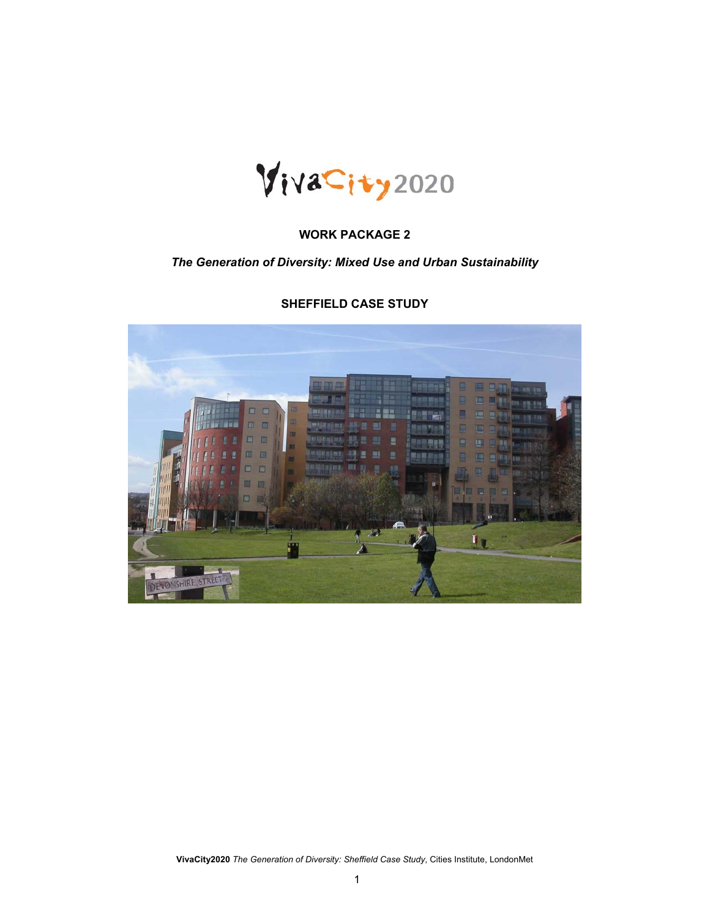VivaCity2020

**WORK PACKAGE 2**

***The Generation of Diversity: Mixed Use and Urban Sustainability***

**SHEFFIELD CASE STUDY**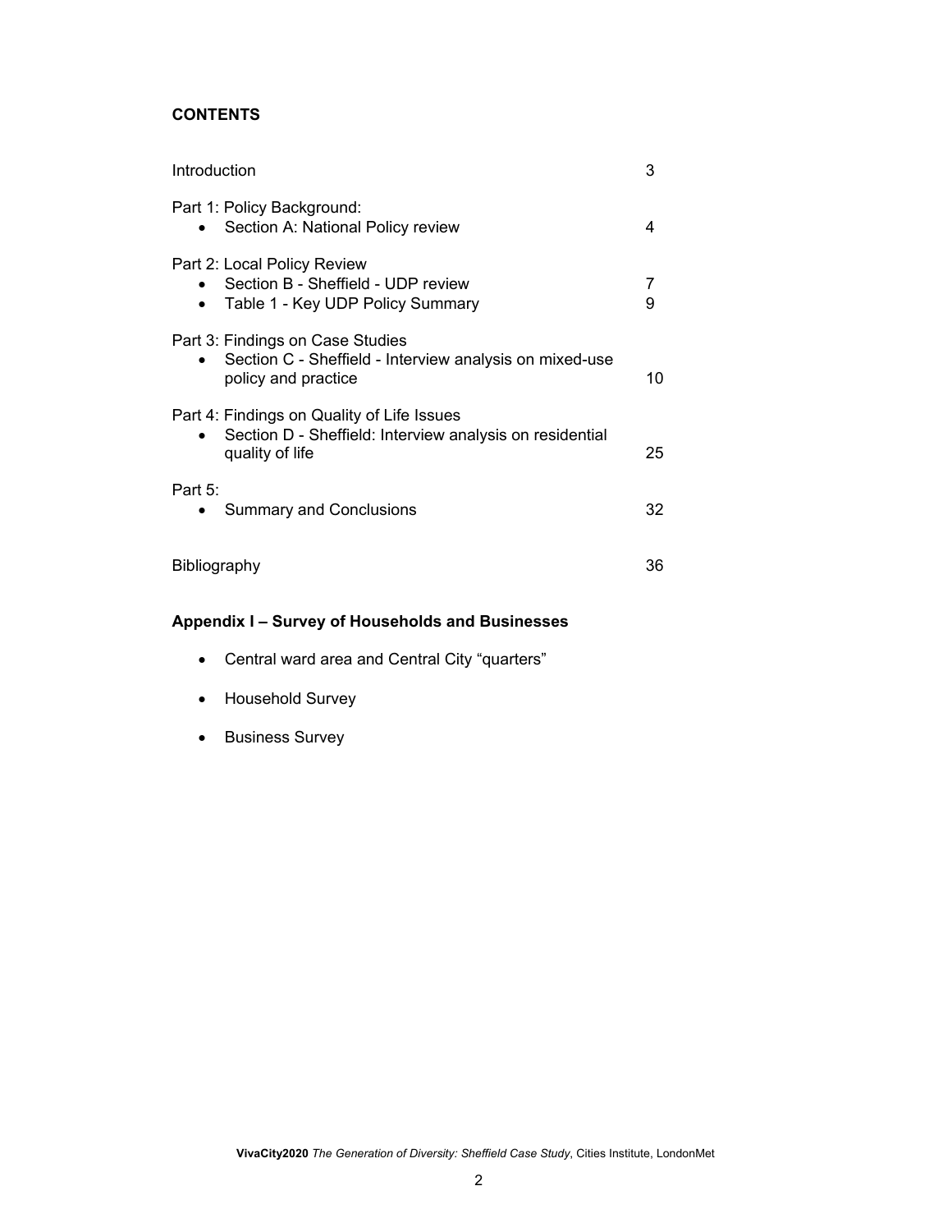**CONTENTS**

| | |
|---|---|
| Introduction | 3 |
| Part 1: Policy Background: | |
| • Section A: National Policy review | 4 |
| Part 2: Local Policy Review | |
| • Section B - Sheffield - UDP review | 7 |
| • Table 1 - Key UDP Policy Summary | 9 |
| Part 3: Findings on Case Studies | |
| • Section C - Sheffield - Interview analysis on mixed-use policy and practice | 10 |
| Part 4: Findings on Quality of Life Issues | |
| • Section D - Sheffield: Interview analysis on residential quality of life | 25 |
| Part 5: | |
| • Summary and Conclusions | 32 |
| Bibliography | 36 |

**Appendix I – Survey of Households and Businesses**

- Central ward area and Central City "quarters"
- Household Survey
- Business Survey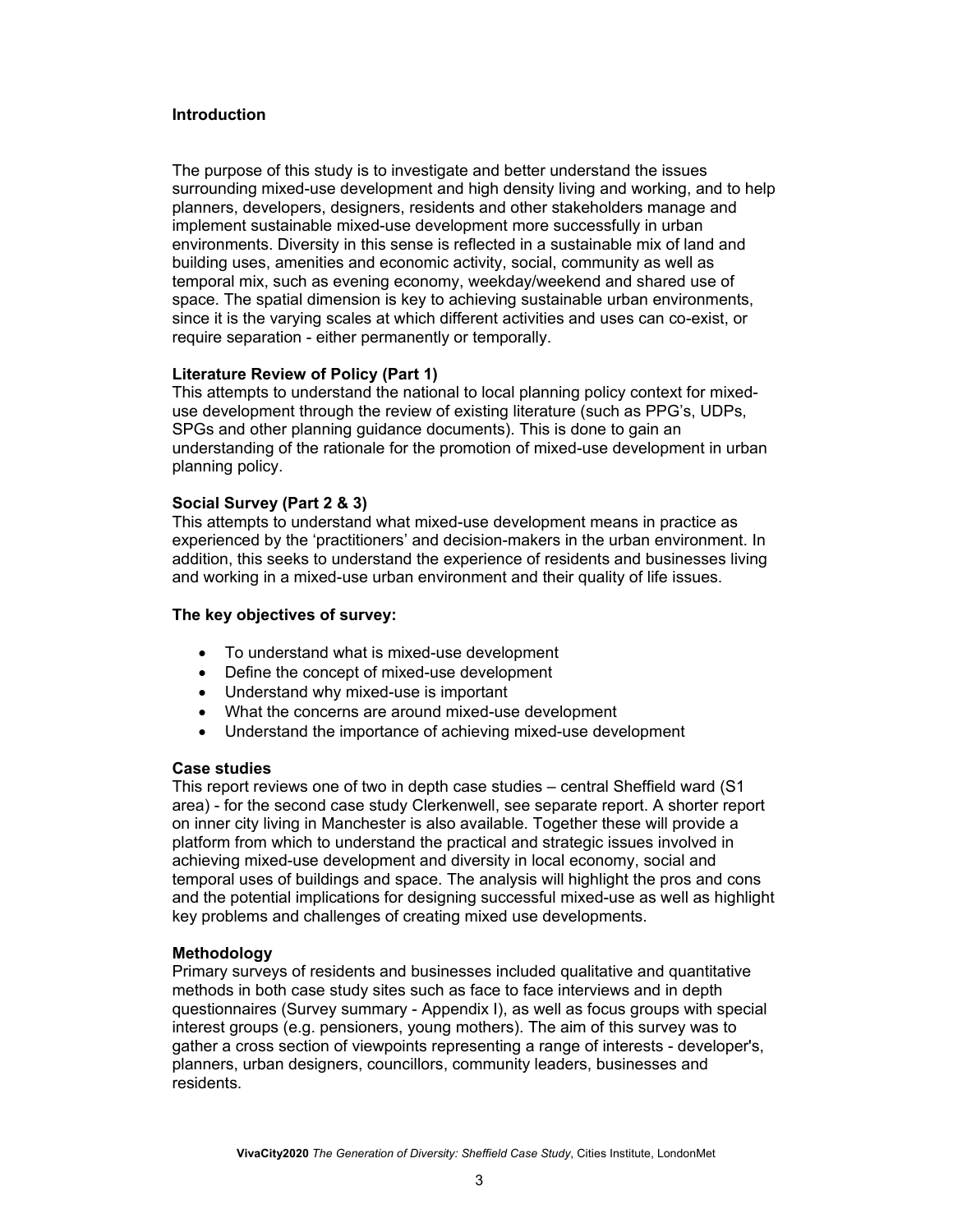## Introduction

The purpose of this study is to investigate and better understand the issues surrounding mixed-use development and high density living and working, and to help planners, developers, designers, residents and other stakeholders manage and implement sustainable mixed-use development more successfully in urban environments. Diversity in this sense is reflected in a sustainable mix of land and building uses, amenities and economic activity, social, community as well as temporal mix, such as evening economy, weekday/weekend and shared use of space. The spatial dimension is key to achieving sustainable urban environments, since it is the varying scales at which different activities and uses can co-exist, or require separation - either permanently or temporally.

### Literature Review of Policy (Part 1)

This attempts to understand the national to local planning policy context for mixed-use development through the review of existing literature (such as PPG's, UDPs, SPGs and other planning guidance documents). This is done to gain an understanding of the rationale for the promotion of mixed-use development in urban planning policy.

### Social Survey (Part 2 & 3)

This attempts to understand what mixed-use development means in practice as experienced by the 'practitioners' and decision-makers in the urban environment. In addition, this seeks to understand the experience of residents and businesses living and working in a mixed-use urban environment and their quality of life issues.

### The key objectives of survey:

- To understand what is mixed-use development
- Define the concept of mixed-use development
- Understand why mixed-use is important
- What the concerns are around mixed-use development
- Understand the importance of achieving mixed-use development

### Case studies

This report reviews one of two in depth case studies – central Sheffield ward (S1 area) - for the second case study Clerkenwell, see separate report. A shorter report on inner city living in Manchester is also available. Together these will provide a platform from which to understand the practical and strategic issues involved in achieving mixed-use development and diversity in local economy, social and temporal uses of buildings and space. The analysis will highlight the pros and cons and the potential implications for designing successful mixed-use as well as highlight key problems and challenges of creating mixed use developments.

### Methodology

Primary surveys of residents and businesses included qualitative and quantitative methods in both case study sites such as face to face interviews and in depth questionnaires (Survey summary - Appendix I), as well as focus groups with special interest groups (e.g. pensioners, young mothers). The aim of this survey was to gather a cross section of viewpoints representing a range of interests - developer's, planners, urban designers, councillors, community leaders, businesses and residents.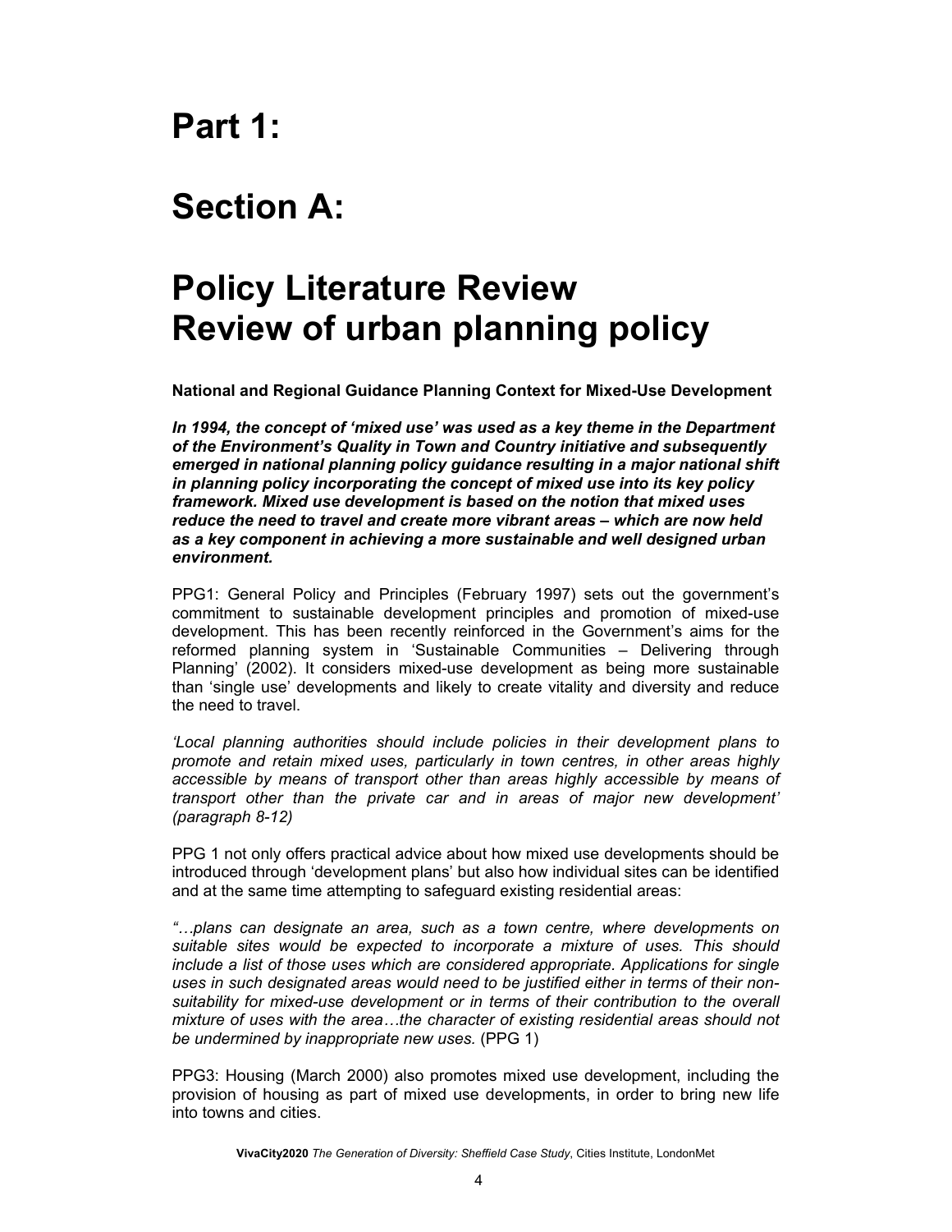# Part 1:

# Section A:

# Policy Literature Review
# Review of urban planning policy

**National and Regional Guidance Planning Context for Mixed-Use Development**

***In 1994, the concept of 'mixed use' was used as a key theme in the Department of the Environment's Quality in Town and Country initiative and subsequently emerged in national planning policy guidance resulting in a major national shift in planning policy incorporating the concept of mixed use into its key policy framework. Mixed use development is based on the notion that mixed uses reduce the need to travel and create more vibrant areas – which are now held as a key component in achieving a more sustainable and well designed urban environment.***

PPG1: General Policy and Principles (February 1997) sets out the government's commitment to sustainable development principles and promotion of mixed-use development. This has been recently reinforced in the Government's aims for the reformed planning system in 'Sustainable Communities – Delivering through Planning' (2002). It considers mixed-use development as being more sustainable than 'single use' developments and likely to create vitality and diversity and reduce the need to travel.

*'Local planning authorities should include policies in their development plans to promote and retain mixed uses, particularly in town centres, in other areas highly accessible by means of transport other than areas highly accessible by means of transport other than the private car and in areas of major new development' (paragraph 8-12)*

PPG 1 not only offers practical advice about how mixed use developments should be introduced through 'development plans' but also how individual sites can be identified and at the same time attempting to safeguard existing residential areas:

*"…plans can designate an area, such as a town centre, where developments on suitable sites would be expected to incorporate a mixture of uses. This should include a list of those uses which are considered appropriate. Applications for single uses in such designated areas would need to be justified either in terms of their non-suitability for mixed-use development or in terms of their contribution to the overall mixture of uses with the area…the character of existing residential areas should not be undermined by inappropriate new uses.* (PPG 1)

PPG3: Housing (March 2000) also promotes mixed use development, including the provision of housing as part of mixed use developments, in order to bring new life into towns and cities.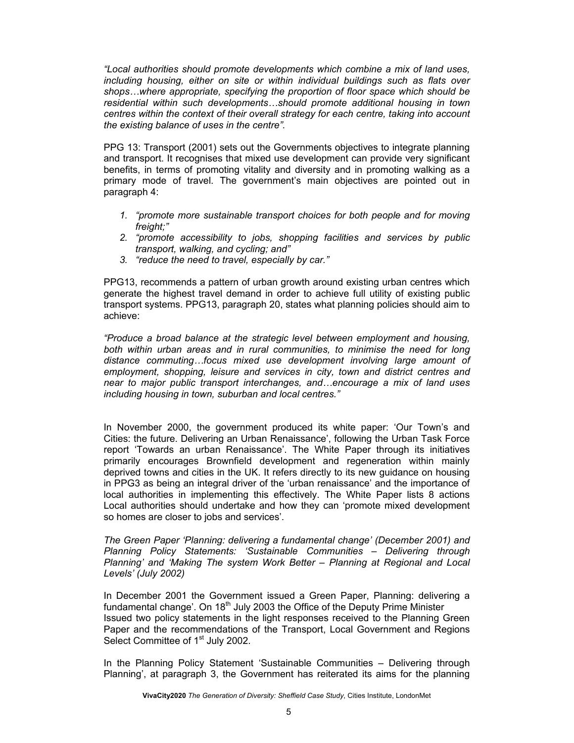*"Local authorities should promote developments which combine a mix of land uses, including housing, either on site or within individual buildings such as flats over shops…where appropriate, specifying the proportion of floor space which should be residential within such developments…should promote additional housing in town centres within the context of their overall strategy for each centre, taking into account the existing balance of uses in the centre".*

PPG 13: Transport (2001) sets out the Governments objectives to integrate planning and transport. It recognises that mixed use development can provide very significant benefits, in terms of promoting vitality and diversity and in promoting walking as a primary mode of travel. The government's main objectives are pointed out in paragraph 4:

1. *"promote more sustainable transport choices for both people and for moving freight;"*
2. *"promote accessibility to jobs, shopping facilities and services by public transport, walking, and cycling; and"*
3. *"reduce the need to travel, especially by car."*

PPG13, recommends a pattern of urban growth around existing urban centres which generate the highest travel demand in order to achieve full utility of existing public transport systems. PPG13, paragraph 20, states what planning policies should aim to achieve:

*"Produce a broad balance at the strategic level between employment and housing, both within urban areas and in rural communities, to minimise the need for long distance commuting…focus mixed use development involving large amount of employment, shopping, leisure and services in city, town and district centres and near to major public transport interchanges, and…encourage a mix of land uses including housing in town, suburban and local centres."*

In November 2000, the government produced its white paper: 'Our Town's and Cities: the future. Delivering an Urban Renaissance', following the Urban Task Force report 'Towards an urban Renaissance'. The White Paper through its initiatives primarily encourages Brownfield development and regeneration within mainly deprived towns and cities in the UK. It refers directly to its new guidance on housing in PPG3 as being an integral driver of the 'urban renaissance' and the importance of local authorities in implementing this effectively. The White Paper lists 8 actions Local authorities should undertake and how they can 'promote mixed development so homes are closer to jobs and services'.

*The Green Paper 'Planning: delivering a fundamental change' (December 2001) and Planning Policy Statements: 'Sustainable Communities – Delivering through Planning' and 'Making The system Work Better – Planning at Regional and Local Levels' (July 2002)*

In December 2001 the Government issued a Green Paper, Planning: delivering a fundamental change'. On 18th July 2003 the Office of the Deputy Prime Minister Issued two policy statements in the light responses received to the Planning Green Paper and the recommendations of the Transport, Local Government and Regions Select Committee of 1st July 2002.

In the Planning Policy Statement 'Sustainable Communities – Delivering through Planning', at paragraph 3, the Government has reiterated its aims for the planning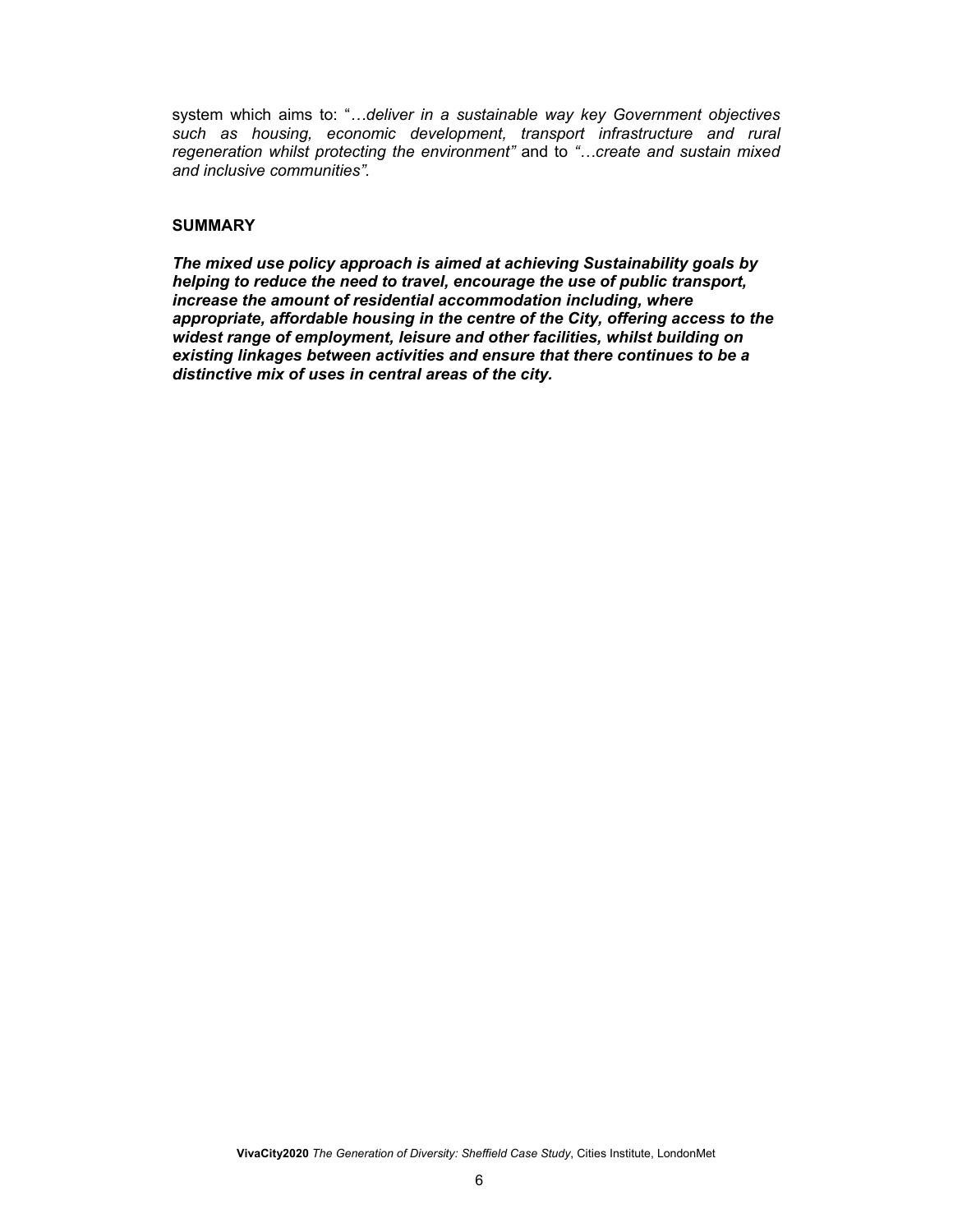system which aims to: "*…deliver in a sustainable way key Government objectives such as housing, economic development, transport infrastructure and rural regeneration whilst protecting the environment"* and to *"…create and sustain mixed and inclusive communities".*

**SUMMARY**

***The mixed use policy approach is aimed at achieving Sustainability goals by helping to reduce the need to travel, encourage the use of public transport, increase the amount of residential accommodation including, where appropriate, affordable housing in the centre of the City, offering access to the widest range of employment, leisure and other facilities, whilst building on existing linkages between activities and ensure that there continues to be a distinctive mix of uses in central areas of the city.***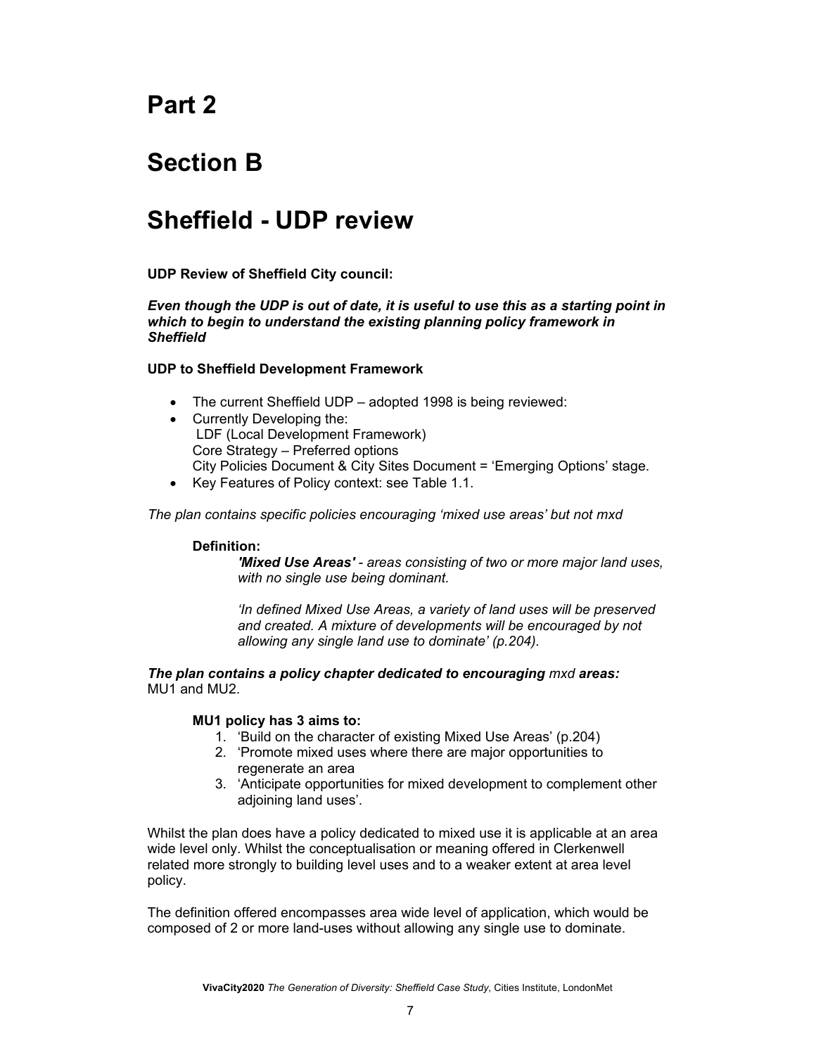# Part 2

# Section B

# Sheffield - UDP review

**UDP Review of Sheffield City council:**

***Even though the UDP is out of date, it is useful to use this as a starting point in which to begin to understand the existing planning policy framework in Sheffield***

**UDP to Sheffield Development Framework**

- The current Sheffield UDP – adopted 1998 is being reviewed:
- Currently Developing the:
  LDF (Local Development Framework)
  Core Strategy – Preferred options
  City Policies Document & City Sites Document = 'Emerging Options' stage.
- Key Features of Policy context: see Table 1.1.

*The plan contains specific policies encouraging 'mixed use areas' but not mxd*

> **Definition:**
>
> ***'Mixed Use Areas'*** *- areas consisting of two or more major land uses, with no single use being dominant.*
>
> *'In defined Mixed Use Areas, a variety of land uses will be preserved and created. A mixture of developments will be encouraged by not allowing any single land use to dominate' (p.204).*

***The plan contains a policy chapter dedicated to encouraging*** *mxd* ***areas:*** MU1 and MU2.

**MU1 policy has 3 aims to:**

1. 'Build on the character of existing Mixed Use Areas' (p.204)
2. 'Promote mixed uses where there are major opportunities to regenerate an area
3. 'Anticipate opportunities for mixed development to complement other adjoining land uses'.

Whilst the plan does have a policy dedicated to mixed use it is applicable at an area wide level only. Whilst the conceptualisation or meaning offered in Clerkenwell related more strongly to building level uses and to a weaker extent at area level policy.

The definition offered encompasses area wide level of application, which would be composed of 2 or more land-uses without allowing any single use to dominate.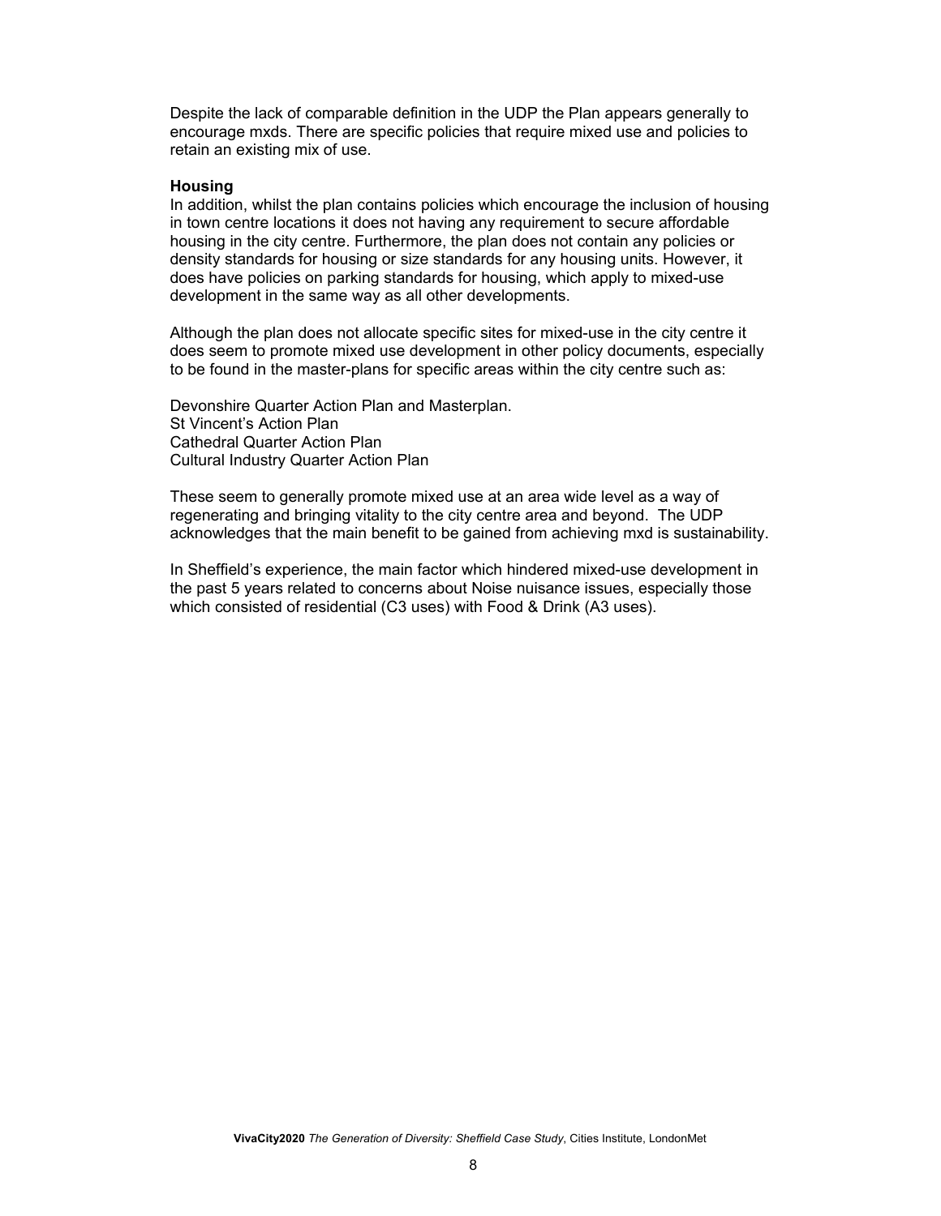Despite the lack of comparable definition in the UDP the Plan appears generally to encourage mxds. There are specific policies that require mixed use and policies to retain an existing mix of use.

**Housing**

In addition, whilst the plan contains policies which encourage the inclusion of housing in town centre locations it does not having any requirement to secure affordable housing in the city centre. Furthermore, the plan does not contain any policies or density standards for housing or size standards for any housing units. However, it does have policies on parking standards for housing, which apply to mixed-use development in the same way as all other developments.

Although the plan does not allocate specific sites for mixed-use in the city centre it does seem to promote mixed use development in other policy documents, especially to be found in the master-plans for specific areas within the city centre such as:

Devonshire Quarter Action Plan and Masterplan.
St Vincent's Action Plan
Cathedral Quarter Action Plan
Cultural Industry Quarter Action Plan

These seem to generally promote mixed use at an area wide level as a way of regenerating and bringing vitality to the city centre area and beyond. The UDP acknowledges that the main benefit to be gained from achieving mxd is sustainability.

In Sheffield's experience, the main factor which hindered mixed-use development in the past 5 years related to concerns about Noise nuisance issues, especially those which consisted of residential (C3 uses) with Food & Drink (A3 uses).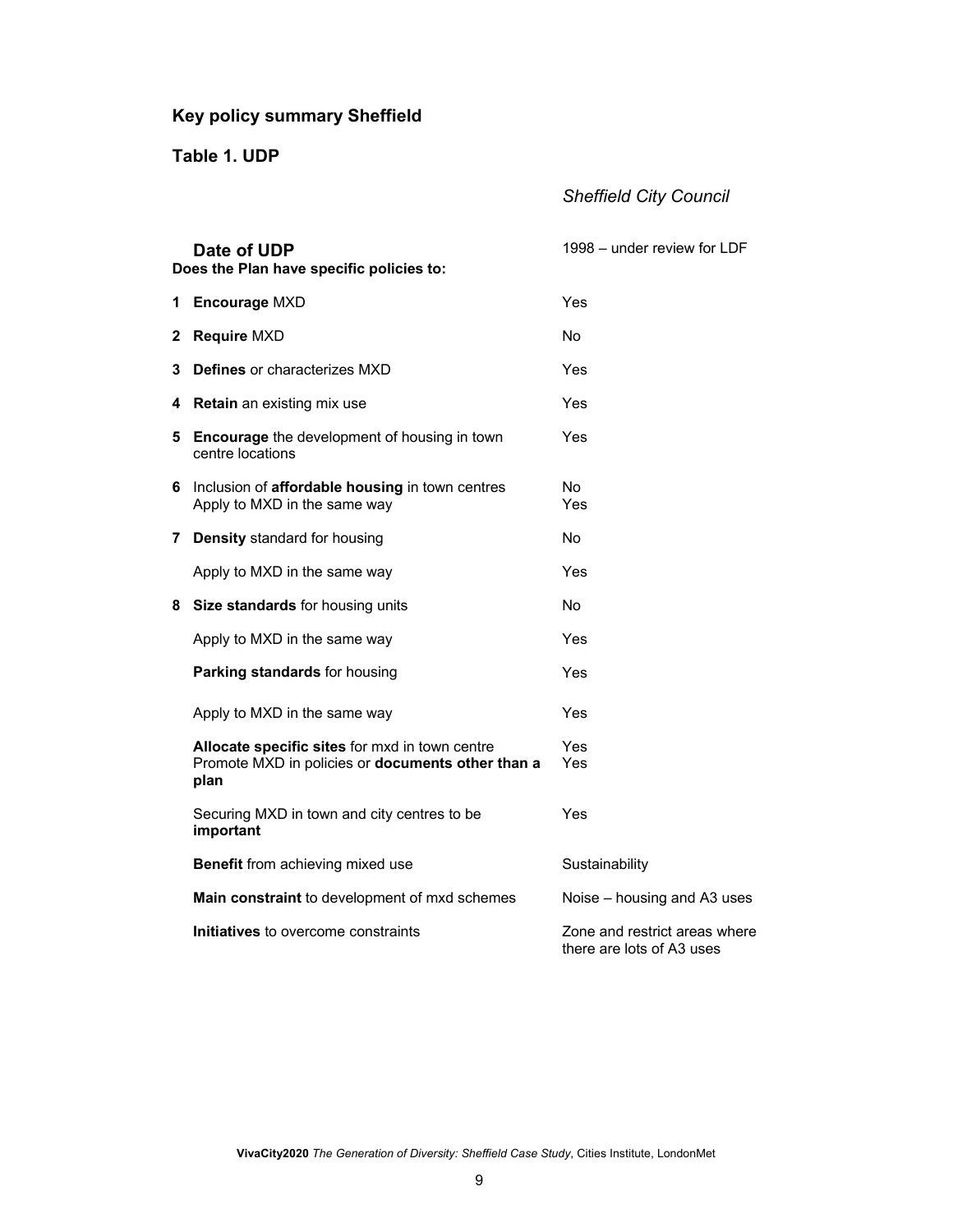### Key policy summary Sheffield

### Table 1. UDP

| | | *Sheffield City Council* |
|---|---|---|
| | **Date of UDP** | 1998 – under review for LDF |
| | **Does the Plan have specific policies to:** | |
| **1** | **Encourage** MXD | Yes |
| **2** | **Require** MXD | No |
| **3** | **Defines** or characterizes MXD | Yes |
| **4** | **Retain** an existing mix use | Yes |
| **5** | **Encourage** the development of housing in town centre locations | Yes |
| **6** | Inclusion of **affordable housing** in town centres<br>Apply to MXD in the same way | No<br>Yes |
| **7** | **Density** standard for housing | No |
| | Apply to MXD in the same way | Yes |
| **8** | **Size standards** for housing units | No |
| | Apply to MXD in the same way | Yes |
| | **Parking standards** for housing | Yes |
| | Apply to MXD in the same way | Yes |
| | **Allocate specific sites** for mxd in town centre<br>Promote MXD in policies or **documents other than a plan** | Yes<br>Yes |
| | Securing MXD in town and city centres to be **important** | Yes |
| | **Benefit** from achieving mixed use | Sustainability |
| | **Main constraint** to development of mxd schemes | Noise – housing and A3 uses |
| | **Initiatives** to overcome constraints | Zone and restrict areas where there are lots of A3 uses |

**VivaCity2020** *The Generation of Diversity: Sheffield Case Study*, Cities Institute, LondonMet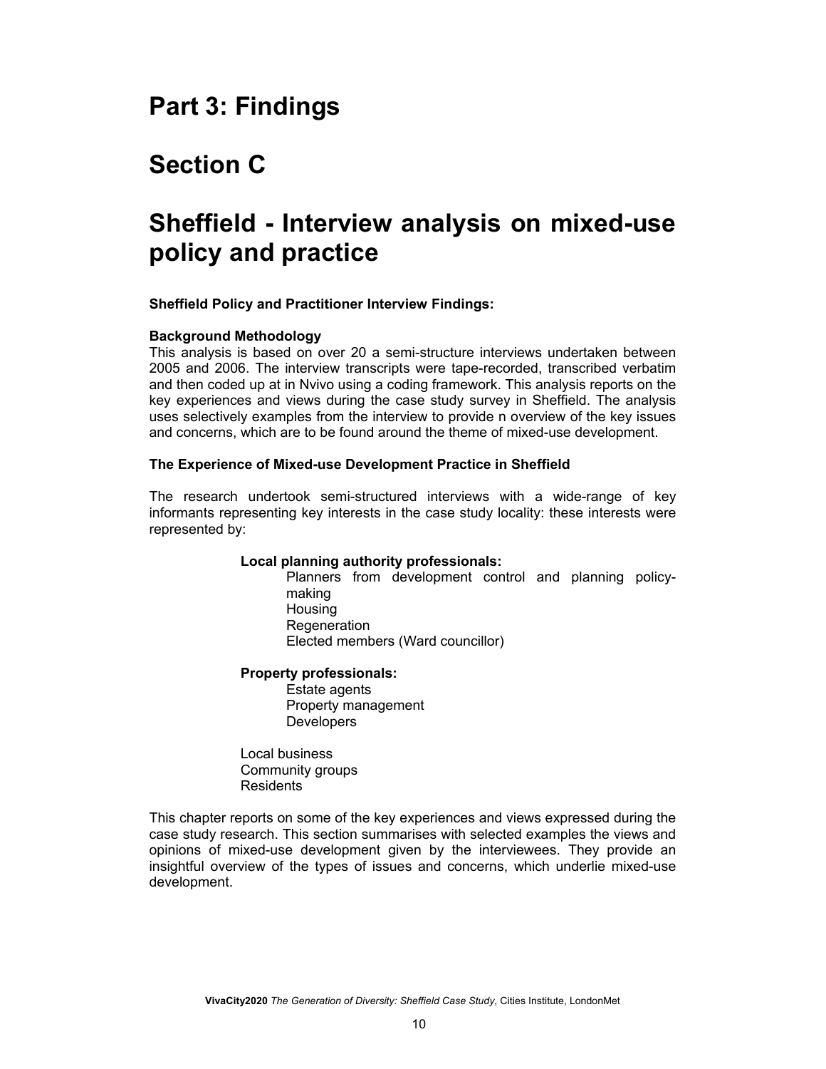# Part 3: Findings

# Section C

# Sheffield - Interview analysis on mixed-use policy and practice

**Sheffield Policy and Practitioner Interview Findings:**

**Background Methodology**

This analysis is based on over 20 a semi-structure interviews undertaken between 2005 and 2006. The interview transcripts were tape-recorded, transcribed verbatim and then coded up at in Nvivo using a coding framework. This analysis reports on the key experiences and views during the case study survey in Sheffield. The analysis uses selectively examples from the interview to provide n overview of the key issues and concerns, which are to be found around the theme of mixed-use development.

**The Experience of Mixed-use Development Practice in Sheffield**

The research undertook semi-structured interviews with a wide-range of key informants representing key interests in the case study locality: these interests were represented by:

**Local planning authority professionals:**
- Planners from development control and planning policy-making
- Housing
- Regeneration
- Elected members (Ward councillor)

**Property professionals:**
- Estate agents
- Property management
- Developers

Local business
Community groups
Residents

This chapter reports on some of the key experiences and views expressed during the case study research. This section summarises with selected examples the views and opinions of mixed-use development given by the interviewees. They provide an insightful overview of the types of issues and concerns, which underlie mixed-use development.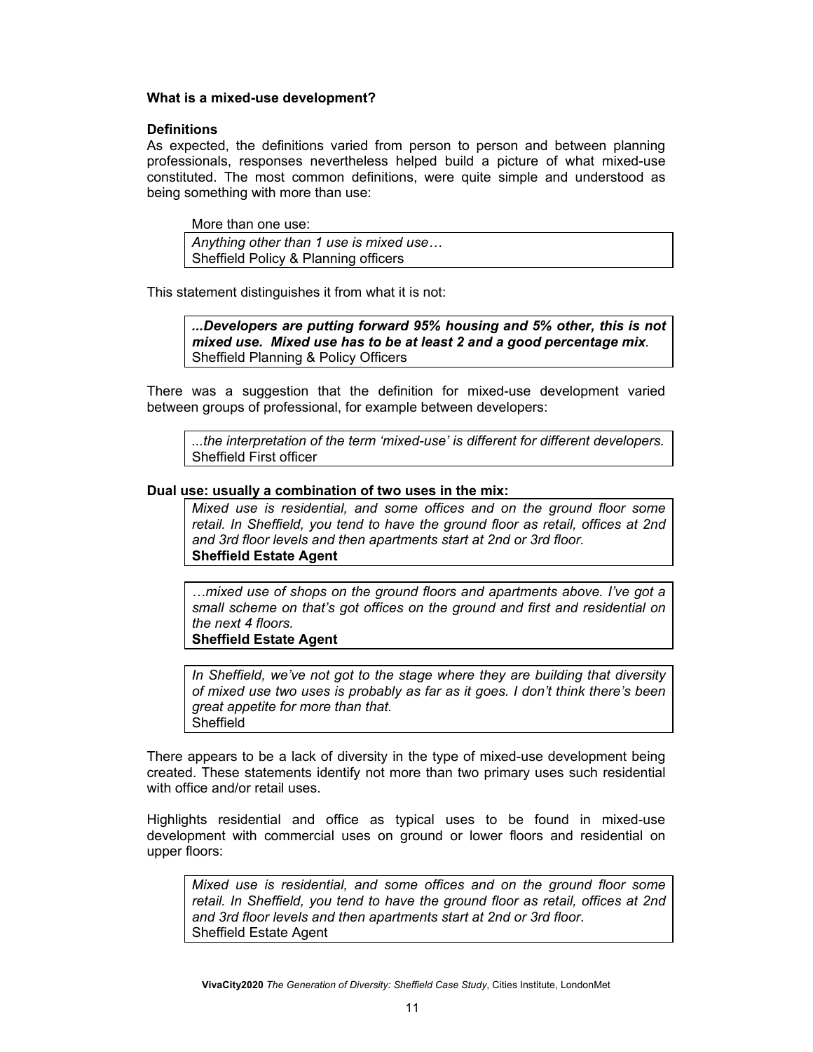**What is a mixed-use development?**

**Definitions**

As expected, the definitions varied from person to person and between planning professionals, responses nevertheless helped build a picture of what mixed-use constituted. The most common definitions, were quite simple and understood as being something with more than use:

> More than one use:
>
> *Anything other than 1 use is mixed use…*
> Sheffield Policy & Planning officers

This statement distinguishes it from what it is not:

> ***...Developers are putting forward 95% housing and 5% other, this is not mixed use. Mixed use has to be at least 2 and a good percentage mix***.
> Sheffield Planning & Policy Officers

There was a suggestion that the definition for mixed-use development varied between groups of professional, for example between developers:

> *...the interpretation of the term 'mixed-use' is different for different developers.*
> Sheffield First officer

**Dual use: usually a combination of two uses in the mix:**

> *Mixed use is residential, and some offices and on the ground floor some retail. In Sheffield, you tend to have the ground floor as retail, offices at 2nd and 3rd floor levels and then apartments start at 2nd or 3rd floor.*
> **Sheffield Estate Agent**

> *…mixed use of shops on the ground floors and apartments above. I've got a small scheme on that's got offices on the ground and first and residential on the next 4 floors.*
> **Sheffield Estate Agent**

> *In Sheffield, we've not got to the stage where they are building that diversity of mixed use two uses is probably as far as it goes. I don't think there's been great appetite for more than that.*
> Sheffield

There appears to be a lack of diversity in the type of mixed-use development being created. These statements identify not more than two primary uses such residential with office and/or retail uses.

Highlights residential and office as typical uses to be found in mixed-use development with commercial uses on ground or lower floors and residential on upper floors:

> *Mixed use is residential, and some offices and on the ground floor some retail. In Sheffield, you tend to have the ground floor as retail, offices at 2nd and 3rd floor levels and then apartments start at 2nd or 3rd floor*.
> Sheffield Estate Agent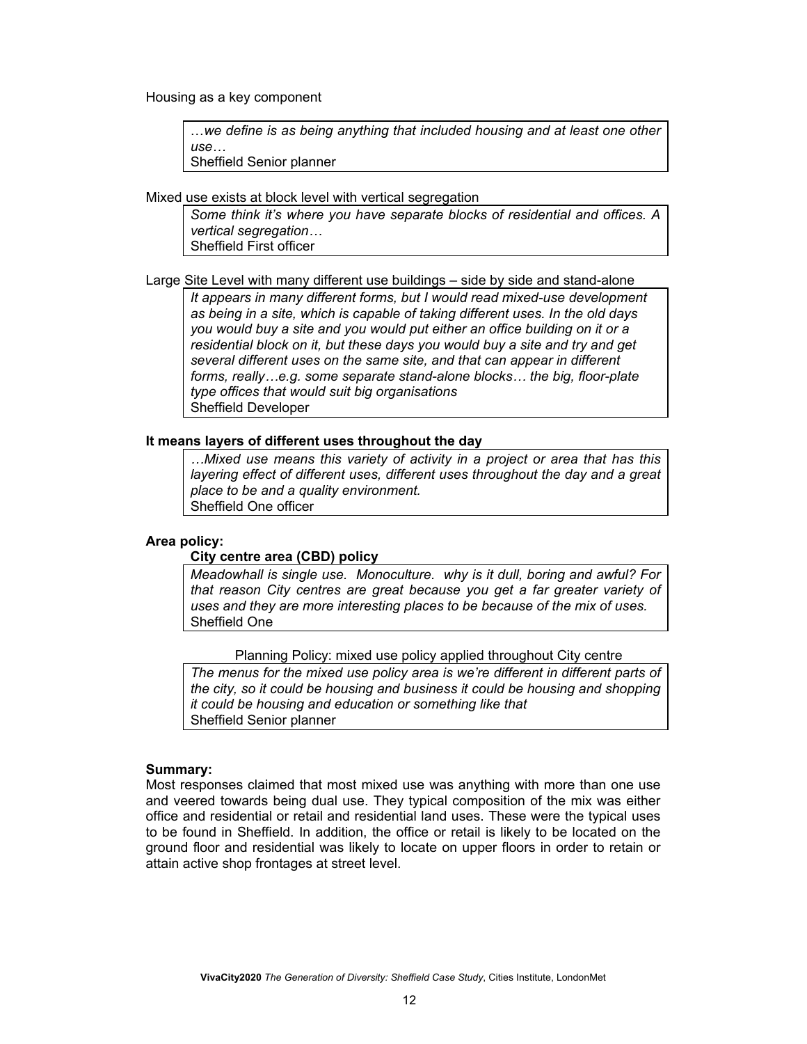Housing as a key component

> *…we define is as being anything that included housing and at least one other use…*
> Sheffield Senior planner

Mixed use exists at block level with vertical segregation

> *Some think it's where you have separate blocks of residential and offices. A vertical segregation…*
> Sheffield First officer

Large Site Level with many different use buildings – side by side and stand-alone

> *It appears in many different forms, but I would read mixed-use development as being in a site, which is capable of taking different uses. In the old days you would buy a site and you would put either an office building on it or a residential block on it, but these days you would buy a site and try and get several different uses on the same site, and that can appear in different forms, really…e.g. some separate stand-alone blocks… the big, floor-plate type offices that would suit big organisations*
> Sheffield Developer

**It means layers of different uses throughout the day**

> *…Mixed use means this variety of activity in a project or area that has this layering effect of different uses, different uses throughout the day and a great place to be and a quality environment.*
> Sheffield One officer

**Area policy:**

**City centre area (CBD) policy**

> *Meadowhall is single use. Monoculture. why is it dull, boring and awful? For that reason City centres are great because you get a far greater variety of uses and they are more interesting places to be because of the mix of uses.*
> Sheffield One

Planning Policy: mixed use policy applied throughout City centre

> *The menus for the mixed use policy area is we're different in different parts of the city, so it could be housing and business it could be housing and shopping it could be housing and education or something like that*
> Sheffield Senior planner

**Summary:**

Most responses claimed that most mixed use was anything with more than one use and veered towards being dual use. They typical composition of the mix was either office and residential or retail and residential land uses. These were the typical uses to be found in Sheffield. In addition, the office or retail is likely to be located on the ground floor and residential was likely to locate on upper floors in order to retain or attain active shop frontages at street level.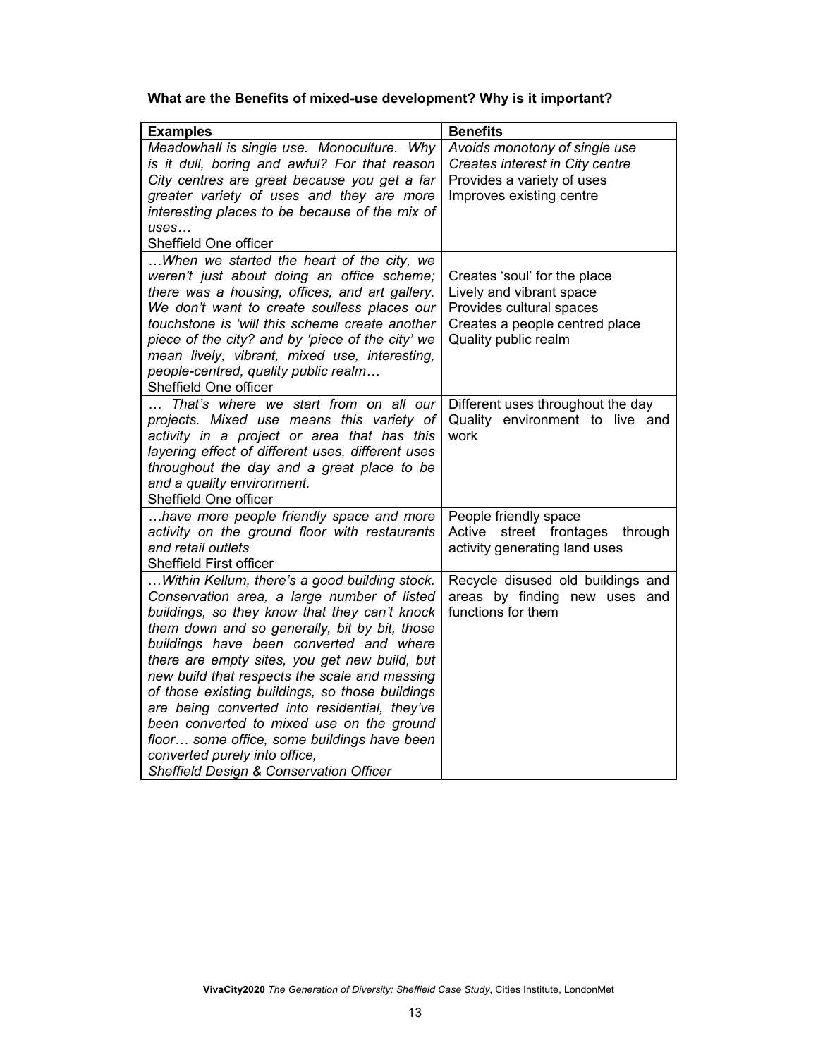**What are the Benefits of mixed-use development? Why is it important?**

| **Examples** | **Benefits** |
|---|---|
| *Meadowhall is single use. Monoculture. Why is it dull, boring and awful? For that reason City centres are great because you get a far greater variety of uses and they are more interesting places to be because of the mix of uses…*<br>Sheffield One officer | *Avoids monotony of single use*<br>*Creates interest in City centre*<br>Provides a variety of uses<br>Improves existing centre |
| *…When we started the heart of the city, we weren't just about doing an office scheme; there was a housing, offices, and art gallery. We don't want to create soulless places our touchstone is 'will this scheme create another piece of the city? and by 'piece of the city' we mean lively, vibrant, mixed use, interesting, people-centred, quality public realm…*<br>Sheffield One officer | Creates 'soul' for the place<br>Lively and vibrant space<br>Provides cultural spaces<br>Creates a people centred place<br>Quality public realm |
| *… That's where we start from on all our projects. Mixed use means this variety of activity in a project or area that has this layering effect of different uses, different uses throughout the day and a great place to be and a quality environment.*<br>Sheffield One officer | Different uses throughout the day<br>Quality environment to live and work |
| *…have more people friendly space and more activity on the ground floor with restaurants and retail outlets*<br>Sheffield First officer | People friendly space<br>Active street frontages through activity generating land uses |
| *…Within Kellum, there's a good building stock. Conservation area, a large number of listed buildings, so they know that they can't knock them down and so generally, bit by bit, those buildings have been converted and where there are empty sites, you get new build, but new build that respects the scale and massing of those existing buildings, so those buildings are being converted into residential, they've been converted to mixed use on the ground floor… some office, some buildings have been converted purely into office,*<br>*Sheffield Design & Conservation Officer* | Recycle disused old buildings and areas by finding new uses and functions for them |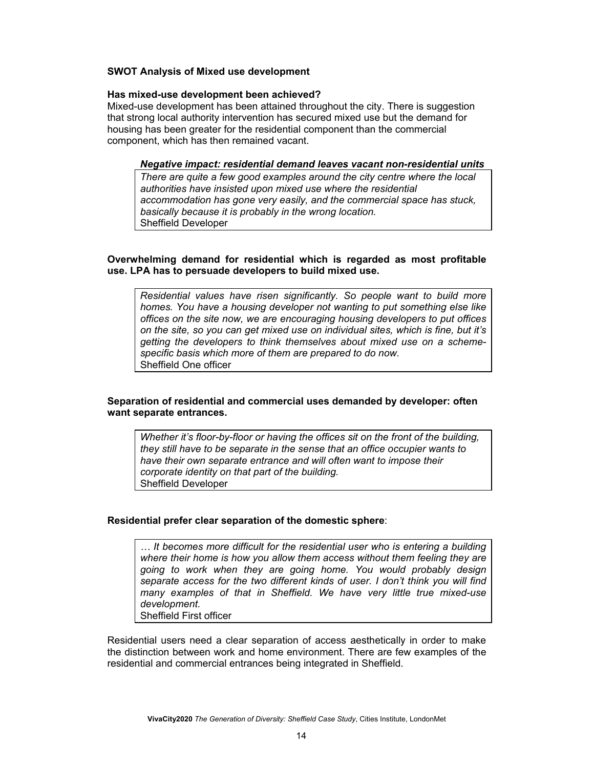**SWOT Analysis of Mixed use development**

**Has mixed-use development been achieved?**

Mixed-use development has been attained throughout the city. There is suggestion that strong local authority intervention has secured mixed use but the demand for housing has been greater for the residential component than the commercial component, which has then remained vacant.

***Negative impact: residential demand leaves vacant non-residential units***

> *There are quite a few good examples around the city centre where the local authorities have insisted upon mixed use where the residential accommodation has gone very easily, and the commercial space has stuck, basically because it is probably in the wrong location.*
> Sheffield Developer

**Overwhelming demand for residential which is regarded as most profitable use. LPA has to persuade developers to build mixed use.**

> *Residential values have risen significantly. So people want to build more homes. You have a housing developer not wanting to put something else like offices on the site now, we are encouraging housing developers to put offices on the site, so you can get mixed use on individual sites, which is fine, but it's getting the developers to think themselves about mixed use on a scheme-specific basis which more of them are prepared to do now.*
> Sheffield One officer

**Separation of residential and commercial uses demanded by developer: often want separate entrances.**

> *Whether it's floor-by-floor or having the offices sit on the front of the building, they still have to be separate in the sense that an office occupier wants to have their own separate entrance and will often want to impose their corporate identity on that part of the building.*
> Sheffield Developer

**Residential prefer clear separation of the domestic sphere**:

> *… It becomes more difficult for the residential user who is entering a building where their home is how you allow them access without them feeling they are going to work when they are going home. You would probably design separate access for the two different kinds of user. I don't think you will find many examples of that in Sheffield. We have very little true mixed-use development.*
> Sheffield First officer

Residential users need a clear separation of access aesthetically in order to make the distinction between work and home environment. There are few examples of the residential and commercial entrances being integrated in Sheffield.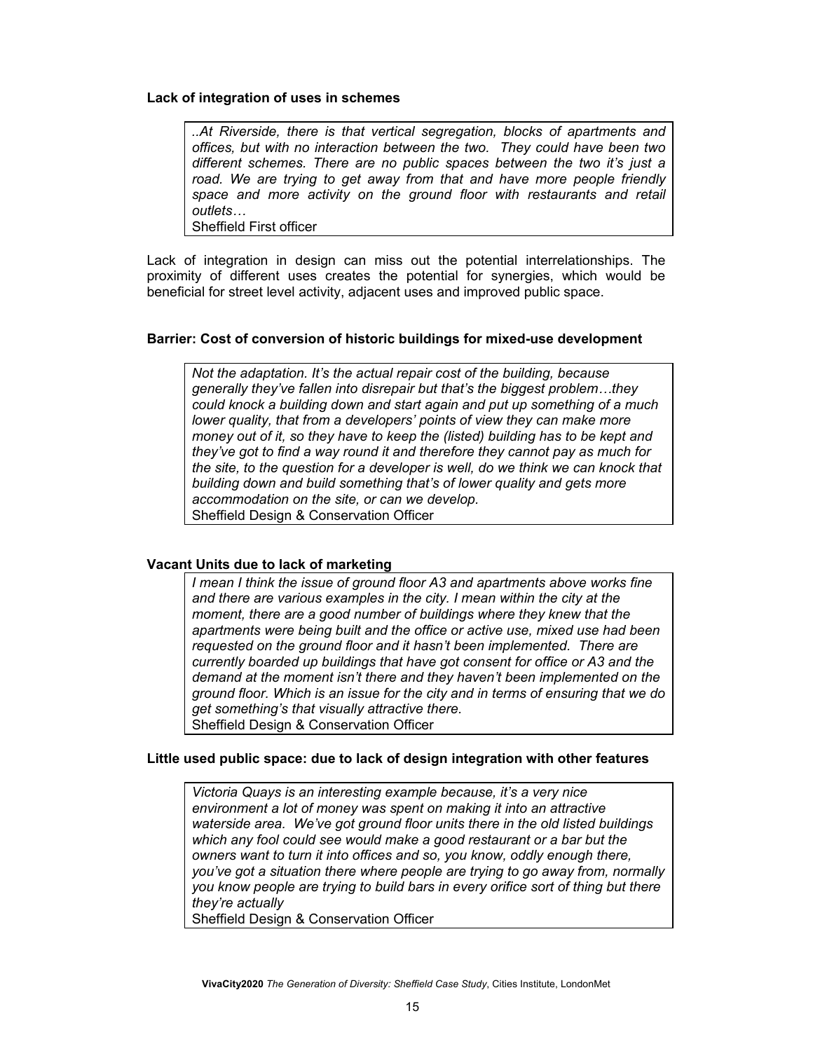**Lack of integration of uses in schemes**

> *..At Riverside, there is that vertical segregation, blocks of apartments and offices, but with no interaction between the two. They could have been two different schemes. There are no public spaces between the two it's just a road. We are trying to get away from that and have more people friendly space and more activity on the ground floor with restaurants and retail outlets…*
> Sheffield First officer

Lack of integration in design can miss out the potential interrelationships. The proximity of different uses creates the potential for synergies, which would be beneficial for street level activity, adjacent uses and improved public space.

**Barrier: Cost of conversion of historic buildings for mixed-use development**

> *Not the adaptation. It's the actual repair cost of the building, because generally they've fallen into disrepair but that's the biggest problem…they could knock a building down and start again and put up something of a much lower quality, that from a developers' points of view they can make more money out of it, so they have to keep the (listed) building has to be kept and they've got to find a way round it and therefore they cannot pay as much for the site, to the question for a developer is well, do we think we can knock that building down and build something that's of lower quality and gets more accommodation on the site, or can we develop.*
> Sheffield Design & Conservation Officer

**Vacant Units due to lack of marketing**

> *I mean I think the issue of ground floor A3 and apartments above works fine and there are various examples in the city. I mean within the city at the moment, there are a good number of buildings where they knew that the apartments were being built and the office or active use, mixed use had been requested on the ground floor and it hasn't been implemented. There are currently boarded up buildings that have got consent for office or A3 and the demand at the moment isn't there and they haven't been implemented on the ground floor. Which is an issue for the city and in terms of ensuring that we do get something's that visually attractive there.*
> Sheffield Design & Conservation Officer

**Little used public space: due to lack of design integration with other features**

> *Victoria Quays is an interesting example because, it's a very nice environment a lot of money was spent on making it into an attractive waterside area. We've got ground floor units there in the old listed buildings which any fool could see would make a good restaurant or a bar but the owners want to turn it into offices and so, you know, oddly enough there, you've got a situation there where people are trying to go away from, normally you know people are trying to build bars in every orifice sort of thing but there they're actually*
> Sheffield Design & Conservation Officer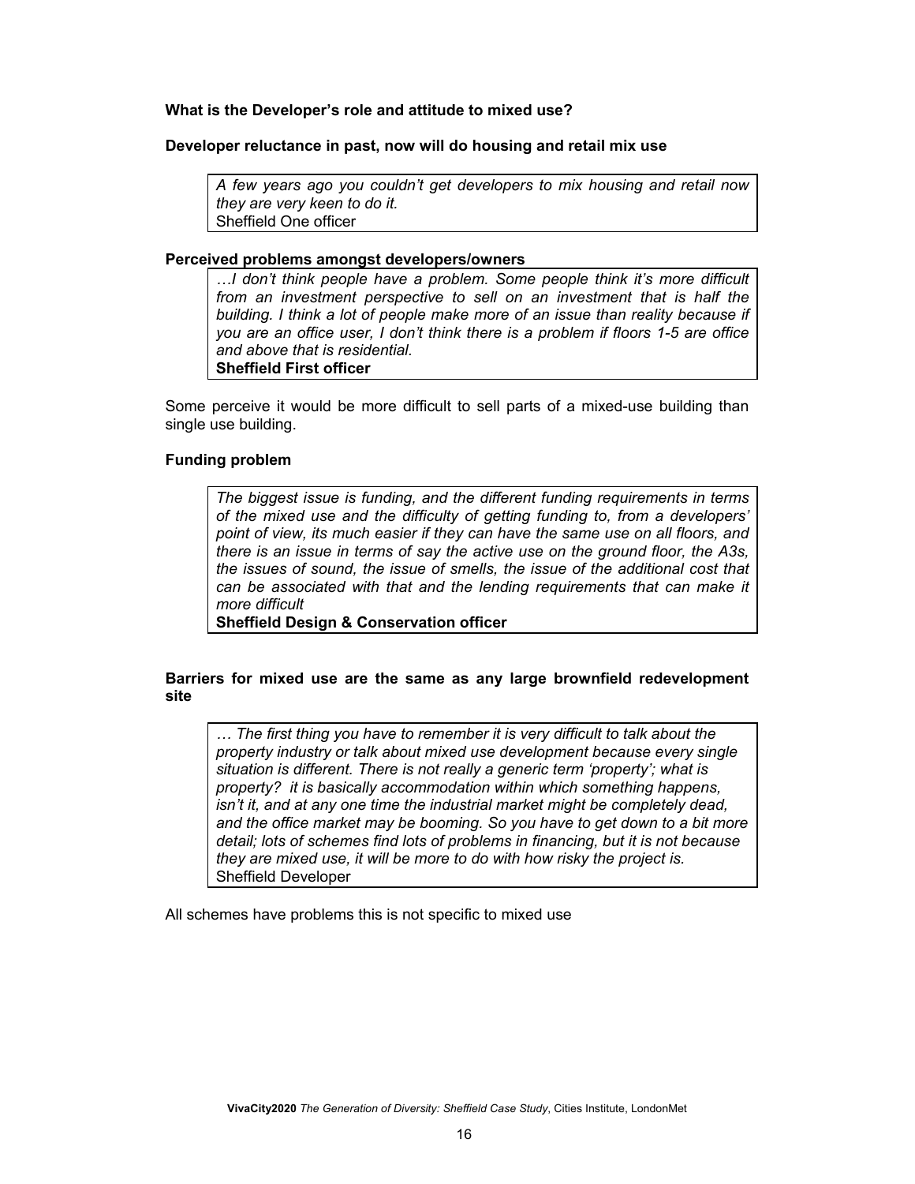**What is the Developer's role and attitude to mixed use?**

**Developer reluctance in past, now will do housing and retail mix use**

> *A few years ago you couldn't get developers to mix housing and retail now they are very keen to do it.*
> Sheffield One officer

**Perceived problems amongst developers/owners**

> *…I don't think people have a problem. Some people think it's more difficult from an investment perspective to sell on an investment that is half the building. I think a lot of people make more of an issue than reality because if you are an office user, I don't think there is a problem if floors 1-5 are office and above that is residential.*
> **Sheffield First officer**

Some perceive it would be more difficult to sell parts of a mixed-use building than single use building.

**Funding problem**

> *The biggest issue is funding, and the different funding requirements in terms of the mixed use and the difficulty of getting funding to, from a developers' point of view, its much easier if they can have the same use on all floors, and there is an issue in terms of say the active use on the ground floor, the A3s, the issues of sound, the issue of smells, the issue of the additional cost that can be associated with that and the lending requirements that can make it more difficult*
> **Sheffield Design & Conservation officer**

**Barriers for mixed use are the same as any large brownfield redevelopment site**

> *… The first thing you have to remember it is very difficult to talk about the property industry or talk about mixed use development because every single situation is different. There is not really a generic term 'property'; what is property? it is basically accommodation within which something happens, isn't it, and at any one time the industrial market might be completely dead, and the office market may be booming. So you have to get down to a bit more detail; lots of schemes find lots of problems in financing, but it is not because they are mixed use, it will be more to do with how risky the project is.*
> Sheffield Developer

All schemes have problems this is not specific to mixed use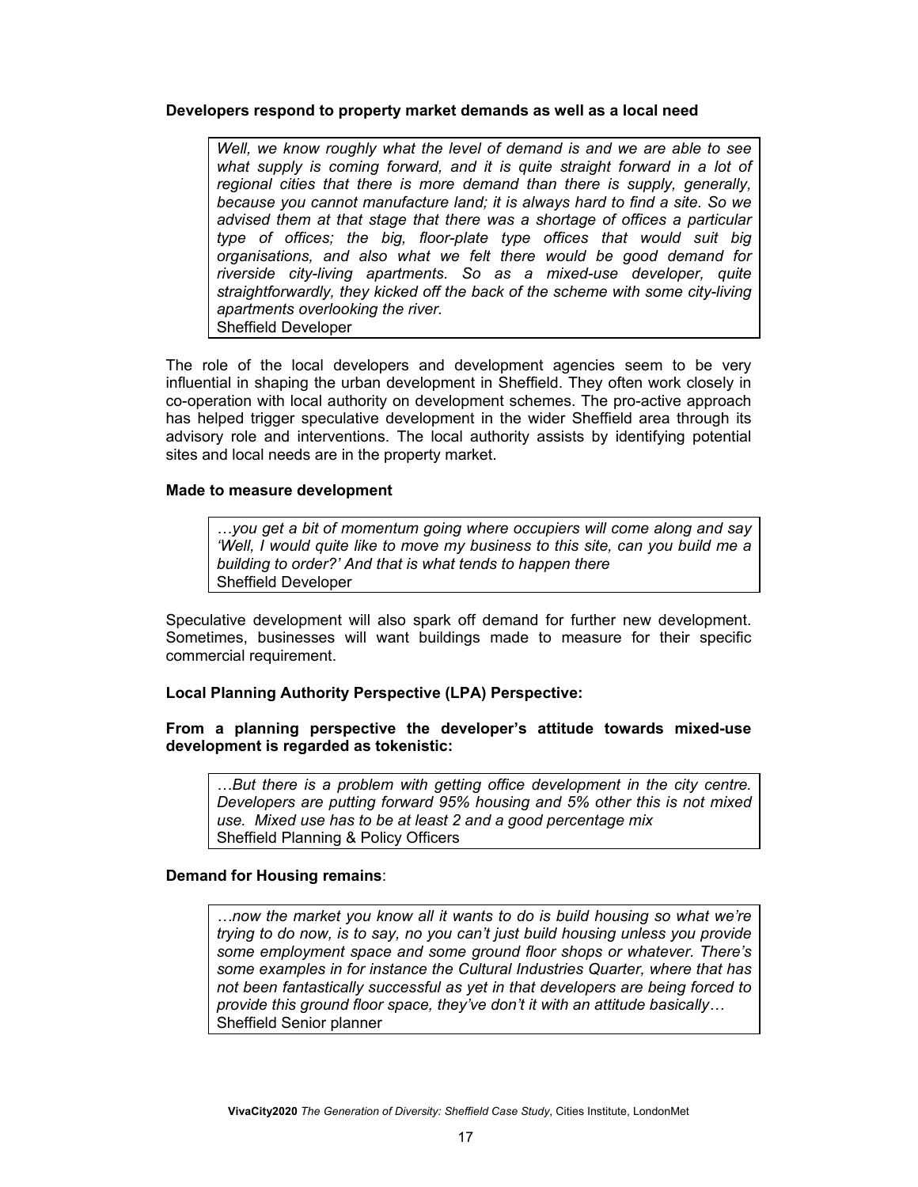**Developers respond to property market demands as well as a local need**

> *Well, we know roughly what the level of demand is and we are able to see what supply is coming forward, and it is quite straight forward in a lot of regional cities that there is more demand than there is supply, generally, because you cannot manufacture land; it is always hard to find a site. So we advised them at that stage that there was a shortage of offices a particular type of offices; the big, floor-plate type offices that would suit big organisations, and also what we felt there would be good demand for riverside city-living apartments. So as a mixed-use developer, quite straightforwardly, they kicked off the back of the scheme with some city-living apartments overlooking the river.*
> Sheffield Developer

The role of the local developers and development agencies seem to be very influential in shaping the urban development in Sheffield. They often work closely in co-operation with local authority on development schemes. The pro-active approach has helped trigger speculative development in the wider Sheffield area through its advisory role and interventions. The local authority assists by identifying potential sites and local needs are in the property market.

**Made to measure development**

> *…you get a bit of momentum going where occupiers will come along and say 'Well, I would quite like to move my business to this site, can you build me a building to order?' And that is what tends to happen there*
> Sheffield Developer

Speculative development will also spark off demand for further new development. Sometimes, businesses will want buildings made to measure for their specific commercial requirement.

**Local Planning Authority Perspective (LPA) Perspective:**

**From a planning perspective the developer's attitude towards mixed-use development is regarded as tokenistic:**

> *…But there is a problem with getting office development in the city centre. Developers are putting forward 95% housing and 5% other this is not mixed use. Mixed use has to be at least 2 and a good percentage mix*
> Sheffield Planning & Policy Officers

**Demand for Housing remains**:

> *…now the market you know all it wants to do is build housing so what we're trying to do now, is to say, no you can't just build housing unless you provide some employment space and some ground floor shops or whatever. There's some examples in for instance the Cultural Industries Quarter, where that has not been fantastically successful as yet in that developers are being forced to provide this ground floor space, they've don't it with an attitude basically…*
> Sheffield Senior planner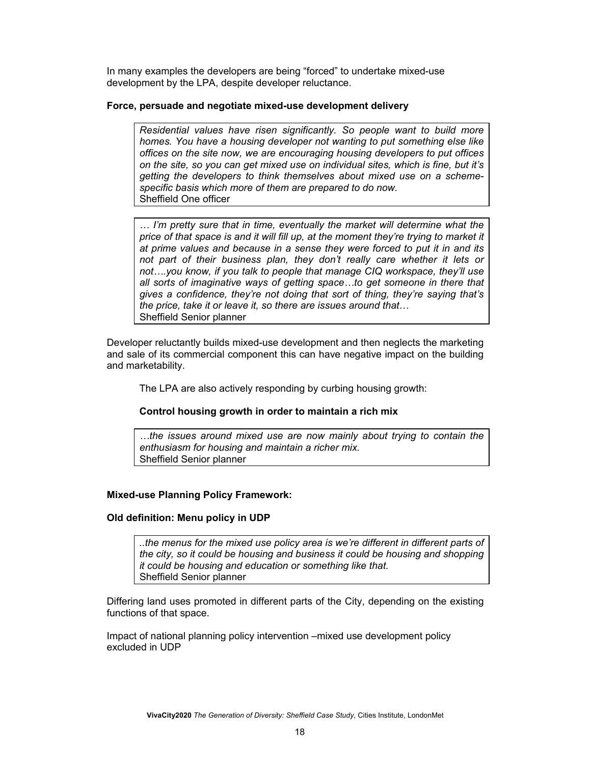In many examples the developers are being "forced" to undertake mixed-use development by the LPA, despite developer reluctance.

**Force, persuade and negotiate mixed-use development delivery**

> *Residential values have risen significantly. So people want to build more homes. You have a housing developer not wanting to put something else like offices on the site now, we are encouraging housing developers to put offices on the site, so you can get mixed use on individual sites, which is fine, but it's getting the developers to think themselves about mixed use on a scheme-specific basis which more of them are prepared to do now.*
> Sheffield One officer

> *… I'm pretty sure that in time, eventually the market will determine what the price of that space is and it will fill up, at the moment they're trying to market it at prime values and because in a sense they were forced to put it in and its not part of their business plan, they don't really care whether it lets or not….you know, if you talk to people that manage CIQ workspace, they'll use all sorts of imaginative ways of getting space…to get someone in there that gives a confidence, they're not doing that sort of thing, they're saying that's the price, take it or leave it, so there are issues around that…*
> Sheffield Senior planner

Developer reluctantly builds mixed-use development and then neglects the marketing and sale of its commercial component this can have negative impact on the building and marketability.

The LPA are also actively responding by curbing housing growth:

**Control housing growth in order to maintain a rich mix**

> *…the issues around mixed use are now mainly about trying to contain the enthusiasm for housing and maintain a richer mix.*
> Sheffield Senior planner

**Mixed-use Planning Policy Framework:**

**Old definition: Menu policy in UDP**

> *..the menus for the mixed use policy area is we're different in different parts of the city, so it could be housing and business it could be housing and shopping it could be housing and education or something like that.*
> Sheffield Senior planner

Differing land uses promoted in different parts of the City, depending on the existing functions of that space.

Impact of national planning policy intervention –mixed use development policy excluded in UDP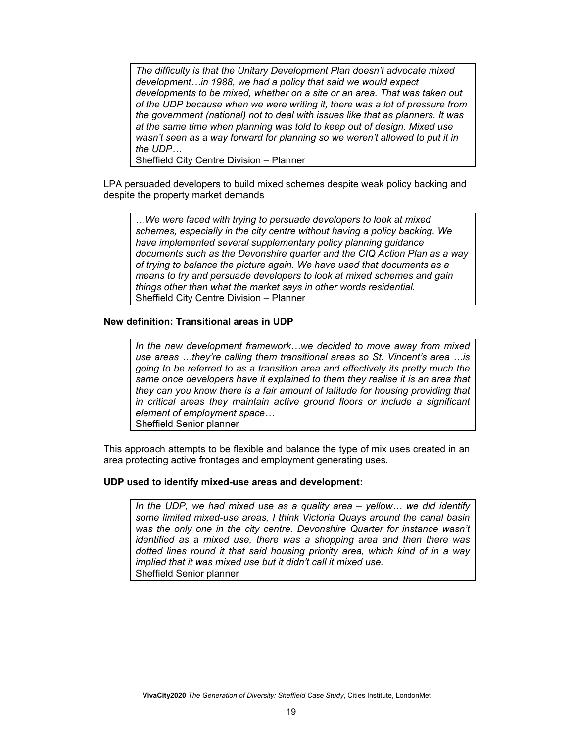> *The difficulty is that the Unitary Development Plan doesn't advocate mixed development…in 1988, we had a policy that said we would expect developments to be mixed, whether on a site or an area. That was taken out of the UDP because when we were writing it, there was a lot of pressure from the government (national) not to deal with issues like that as planners. It was at the same time when planning was told to keep out of design. Mixed use wasn't seen as a way forward for planning so we weren't allowed to put it in the UDP…*
> Sheffield City Centre Division – Planner

LPA persuaded developers to build mixed schemes despite weak policy backing and despite the property market demands

> *…We were faced with trying to persuade developers to look at mixed schemes, especially in the city centre without having a policy backing. We have implemented several supplementary policy planning guidance documents such as the Devonshire quarter and the CIQ Action Plan as a way of trying to balance the picture again. We have used that documents as a means to try and persuade developers to look at mixed schemes and gain things other than what the market says in other words residential.*
> Sheffield City Centre Division – Planner

**New definition: Transitional areas in UDP**

> *In the new development framework…we decided to move away from mixed use areas …they're calling them transitional areas so St. Vincent's area …is going to be referred to as a transition area and effectively its pretty much the same once developers have it explained to them they realise it is an area that they can you know there is a fair amount of latitude for housing providing that in critical areas they maintain active ground floors or include a significant element of employment space…*
> Sheffield Senior planner

This approach attempts to be flexible and balance the type of mix uses created in an area protecting active frontages and employment generating uses.

**UDP used to identify mixed-use areas and development:**

> *In the UDP, we had mixed use as a quality area – yellow… we did identify some limited mixed-use areas, I think Victoria Quays around the canal basin was the only one in the city centre. Devonshire Quarter for instance wasn't identified as a mixed use, there was a shopping area and then there was dotted lines round it that said housing priority area, which kind of in a way implied that it was mixed use but it didn't call it mixed use.*
> Sheffield Senior planner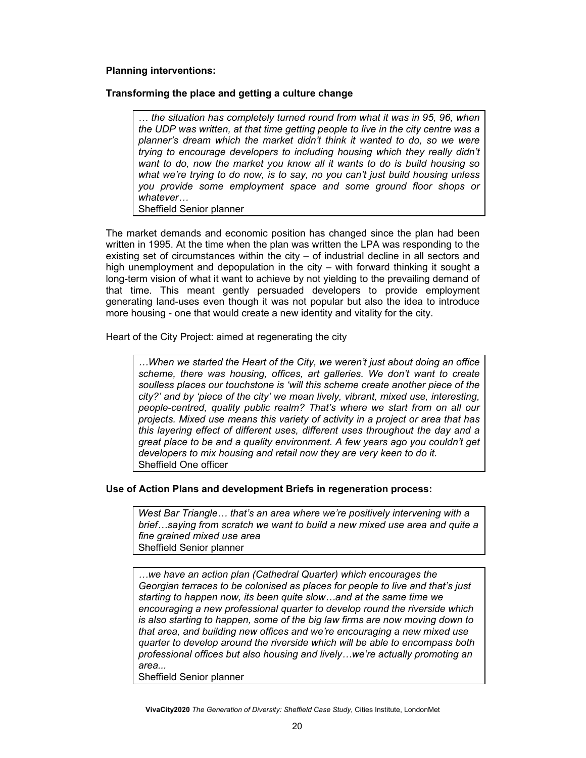**Planning interventions:**

**Transforming the place and getting a culture change**

> *… the situation has completely turned round from what it was in 95, 96, when the UDP was written, at that time getting people to live in the city centre was a planner's dream which the market didn't think it wanted to do, so we were trying to encourage developers to including housing which they really didn't want to do, now the market you know all it wants to do is build housing so what we're trying to do now, is to say, no you can't just build housing unless you provide some employment space and some ground floor shops or whatever…*
> Sheffield Senior planner

The market demands and economic position has changed since the plan had been written in 1995. At the time when the plan was written the LPA was responding to the existing set of circumstances within the city – of industrial decline in all sectors and high unemployment and depopulation in the city – with forward thinking it sought a long-term vision of what it want to achieve by not yielding to the prevailing demand of that time. This meant gently persuaded developers to provide employment generating land-uses even though it was not popular but also the idea to introduce more housing - one that would create a new identity and vitality for the city.

Heart of the City Project: aimed at regenerating the city

> *…When we started the Heart of the City, we weren't just about doing an office scheme, there was housing, offices, art galleries. We don't want to create soulless places our touchstone is 'will this scheme create another piece of the city?' and by 'piece of the city' we mean lively, vibrant, mixed use, interesting, people-centred, quality public realm? That's where we start from on all our projects. Mixed use means this variety of activity in a project or area that has this layering effect of different uses, different uses throughout the day and a great place to be and a quality environment. A few years ago you couldn't get developers to mix housing and retail now they are very keen to do it.*
> Sheffield One officer

**Use of Action Plans and development Briefs in regeneration process:**

> *West Bar Triangle… that's an area where we're positively intervening with a brief…saying from scratch we want to build a new mixed use area and quite a fine grained mixed use area*
> Sheffield Senior planner

> *…we have an action plan (Cathedral Quarter) which encourages the Georgian terraces to be colonised as places for people to live and that's just starting to happen now, its been quite slow…and at the same time we encouraging a new professional quarter to develop round the riverside which is also starting to happen, some of the big law firms are now moving down to that area, and building new offices and we're encouraging a new mixed use quarter to develop around the riverside which will be able to encompass both professional offices but also housing and lively…we're actually promoting an area...*
> Sheffield Senior planner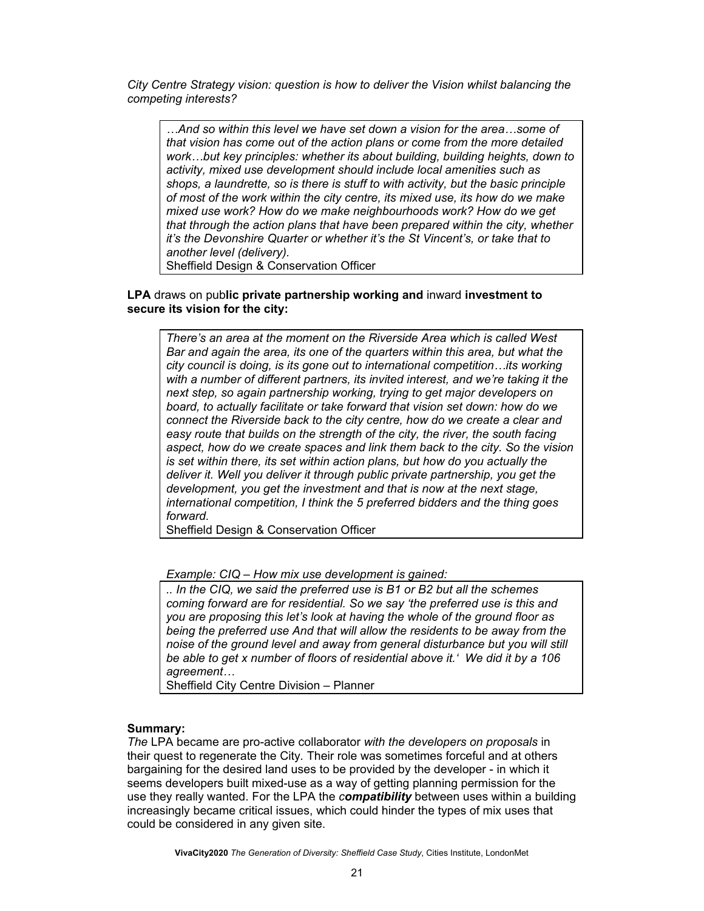*City Centre Strategy vision: question is how to deliver the Vision whilst balancing the competing interests?*

> *…And so within this level we have set down a vision for the area…some of that vision has come out of the action plans or come from the more detailed work…but key principles: whether its about building, building heights, down to activity, mixed use development should include local amenities such as shops, a laundrette, so is there is stuff to with activity, but the basic principle of most of the work within the city centre, its mixed use, its how do we make mixed use work? How do we make neighbourhoods work? How do we get that through the action plans that have been prepared within the city, whether it's the Devonshire Quarter or whether it's the St Vincent's, or take that to another level (delivery).*
> Sheffield Design & Conservation Officer

**LPA** draws on pub**lic private partnership working and** inward **investment to secure its vision for the city:**

> *There's an area at the moment on the Riverside Area which is called West Bar and again the area, its one of the quarters within this area, but what the city council is doing, is its gone out to international competition…its working with a number of different partners, its invited interest, and we're taking it the next step, so again partnership working, trying to get major developers on board, to actually facilitate or take forward that vision set down: how do we connect the Riverside back to the city centre, how do we create a clear and easy route that builds on the strength of the city, the river, the south facing aspect, how do we create spaces and link them back to the city. So the vision is set within there, its set within action plans, but how do you actually the deliver it. Well you deliver it through public private partnership, you get the development, you get the investment and that is now at the next stage, international competition, I think the 5 preferred bidders and the thing goes forward.*
> Sheffield Design & Conservation Officer

*Example: CIQ – How mix use development is gained:*

> *.. In the CIQ, we said the preferred use is B1 or B2 but all the schemes coming forward are for residential. So we say 'the preferred use is this and you are proposing this let's look at having the whole of the ground floor as being the preferred use And that will allow the residents to be away from the noise of the ground level and away from general disturbance but you will still be able to get x number of floors of residential above it.' We did it by a 106 agreement…*
> Sheffield City Centre Division – Planner

**Summary:**
*The* LPA became are pro-active collaborator *with the developers on proposals* in their quest to regenerate the City. Their role was sometimes forceful and at others bargaining for the desired land uses to be provided by the developer - in which it seems developers built mixed-use as a way of getting planning permission for the use they really wanted. For the LPA the *c**ompatibility*** between uses within a building increasingly became critical issues, which could hinder the types of mix uses that could be considered in any given site.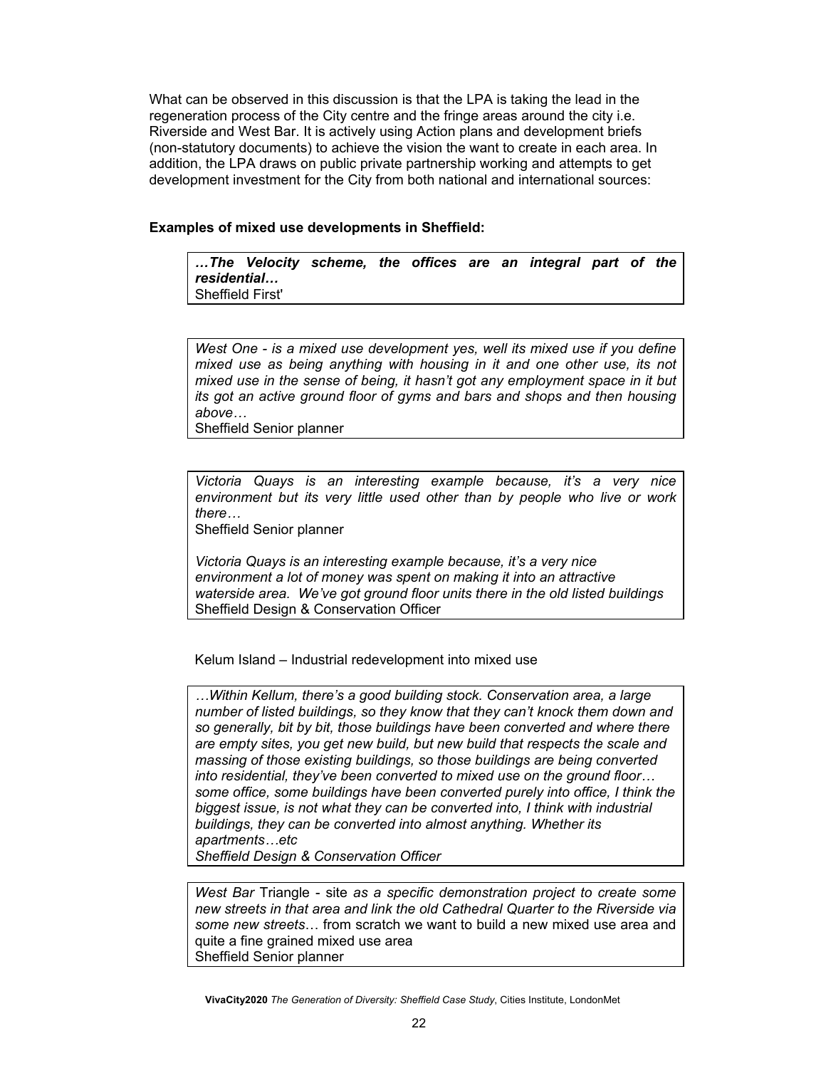What can be observed in this discussion is that the LPA is taking the lead in the regeneration process of the City centre and the fringe areas around the city i.e. Riverside and West Bar. It is actively using Action plans and development briefs (non-statutory documents) to achieve the vision the want to create in each area. In addition, the LPA draws on public private partnership working and attempts to get development investment for the City from both national and international sources:

**Examples of mixed use developments in Sheffield:**

> ***…The Velocity scheme, the offices are an integral part of the residential…***
> Sheffield First'

> *West One - is a mixed use development yes, well its mixed use if you define mixed use as being anything with housing in it and one other use, its not mixed use in the sense of being, it hasn't got any employment space in it but its got an active ground floor of gyms and bars and shops and then housing above…*
> Sheffield Senior planner

> *Victoria Quays is an interesting example because, it's a very nice environment but its very little used other than by people who live or work there…*
> Sheffield Senior planner
>
> *Victoria Quays is an interesting example because, it's a very nice environment a lot of money was spent on making it into an attractive waterside area. We've got ground floor units there in the old listed buildings*
> Sheffield Design & Conservation Officer

Kelum Island – Industrial redevelopment into mixed use

> *…Within Kellum, there's a good building stock. Conservation area, a large number of listed buildings, so they know that they can't knock them down and so generally, bit by bit, those buildings have been converted and where there are empty sites, you get new build, but new build that respects the scale and massing of those existing buildings, so those buildings are being converted into residential, they've been converted to mixed use on the ground floor… some office, some buildings have been converted purely into office, I think the biggest issue, is not what they can be converted into, I think with industrial buildings, they can be converted into almost anything. Whether its apartments…etc*
> *Sheffield Design & Conservation Officer*

> *West Bar* Triangle - site *as a specific demonstration project to create some new streets in that area and link the old Cathedral Quarter to the Riverside via some new streets*… from scratch we want to build a new mixed use area and quite a fine grained mixed use area
> Sheffield Senior planner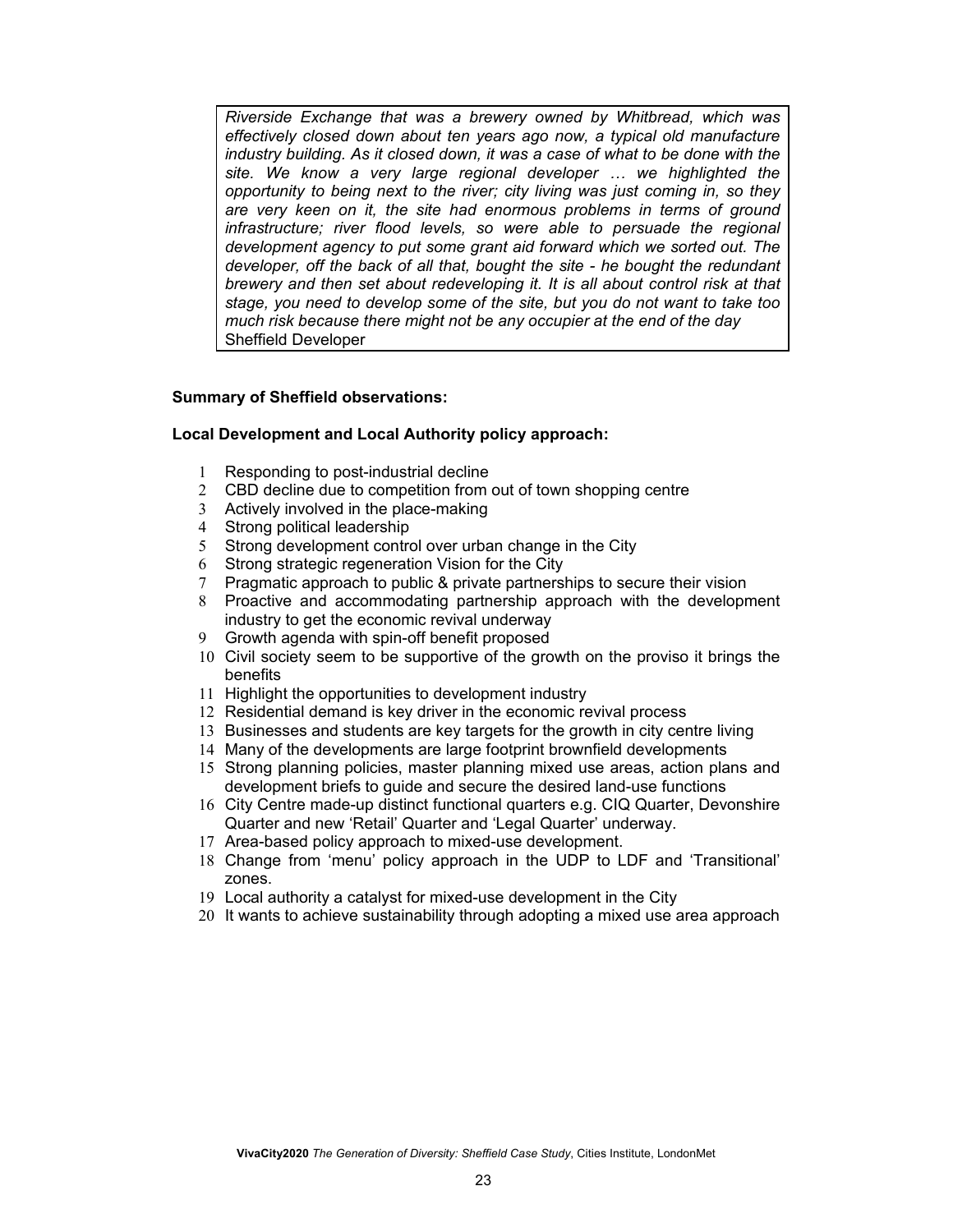> *Riverside Exchange that was a brewery owned by Whitbread, which was effectively closed down about ten years ago now, a typical old manufacture industry building. As it closed down, it was a case of what to be done with the site. We know a very large regional developer … we highlighted the opportunity to being next to the river; city living was just coming in, so they are very keen on it, the site had enormous problems in terms of ground infrastructure; river flood levels, so were able to persuade the regional development agency to put some grant aid forward which we sorted out. The developer, off the back of all that, bought the site - he bought the redundant brewery and then set about redeveloping it. It is all about control risk at that stage, you need to develop some of the site, but you do not want to take too much risk because there might not be any occupier at the end of the day*
> Sheffield Developer

**Summary of Sheffield observations:**

**Local Development and Local Authority policy approach:**

1. Responding to post-industrial decline
2. CBD decline due to competition from out of town shopping centre
3. Actively involved in the place-making
4. Strong political leadership
5. Strong development control over urban change in the City
6. Strong strategic regeneration Vision for the City
7. Pragmatic approach to public & private partnerships to secure their vision
8. Proactive and accommodating partnership approach with the development industry to get the economic revival underway
9. Growth agenda with spin-off benefit proposed
10. Civil society seem to be supportive of the growth on the proviso it brings the benefits
11. Highlight the opportunities to development industry
12. Residential demand is key driver in the economic revival process
13. Businesses and students are key targets for the growth in city centre living
14. Many of the developments are large footprint brownfield developments
15. Strong planning policies, master planning mixed use areas, action plans and development briefs to guide and secure the desired land-use functions
16. City Centre made-up distinct functional quarters e.g. CIQ Quarter, Devonshire Quarter and new 'Retail' Quarter and 'Legal Quarter' underway.
17. Area-based policy approach to mixed-use development.
18. Change from 'menu' policy approach in the UDP to LDF and 'Transitional' zones.
19. Local authority a catalyst for mixed-use development in the City
20. It wants to achieve sustainability through adopting a mixed use area approach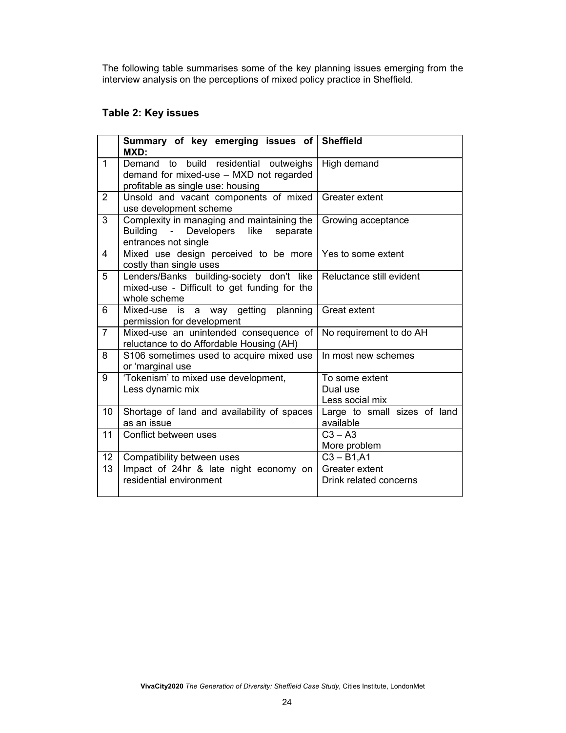The following table summarises some of the key planning issues emerging from the interview analysis on the perceptions of mixed policy practice in Sheffield.

### Table 2: Key issues

| | Summary of key emerging issues of MXD: | Sheffield |
|---|---|---|
| 1 | Demand to build residential outweighs demand for mixed-use – MXD not regarded profitable as single use: housing | High demand |
| 2 | Unsold and vacant components of mixed use development scheme | Greater extent |
| 3 | Complexity in managing and maintaining the Building - Developers like separate entrances not single | Growing acceptance |
| 4 | Mixed use design perceived to be more costly than single uses | Yes to some extent |
| 5 | Lenders/Banks building-society don't like mixed-use - Difficult to get funding for the whole scheme | Reluctance still evident |
| 6 | Mixed-use is a way getting planning permission for development | Great extent |
| 7 | Mixed-use an unintended consequence of reluctance to do Affordable Housing (AH) | No requirement to do AH |
| 8 | S106 sometimes used to acquire mixed use or 'marginal use | In most new schemes |
| 9 | 'Tokenism' to mixed use development,<br>Less dynamic mix | To some extent<br>Dual use<br>Less social mix |
| 10 | Shortage of land and availability of spaces as an issue | Large to small sizes of land available |
| 11 | Conflict between uses | C3 – A3<br>More problem |
| 12 | Compatibility between uses | C3 – B1,A1 |
| 13 | Impact of 24hr & late night economy on residential environment | Greater extent<br>Drink related concerns |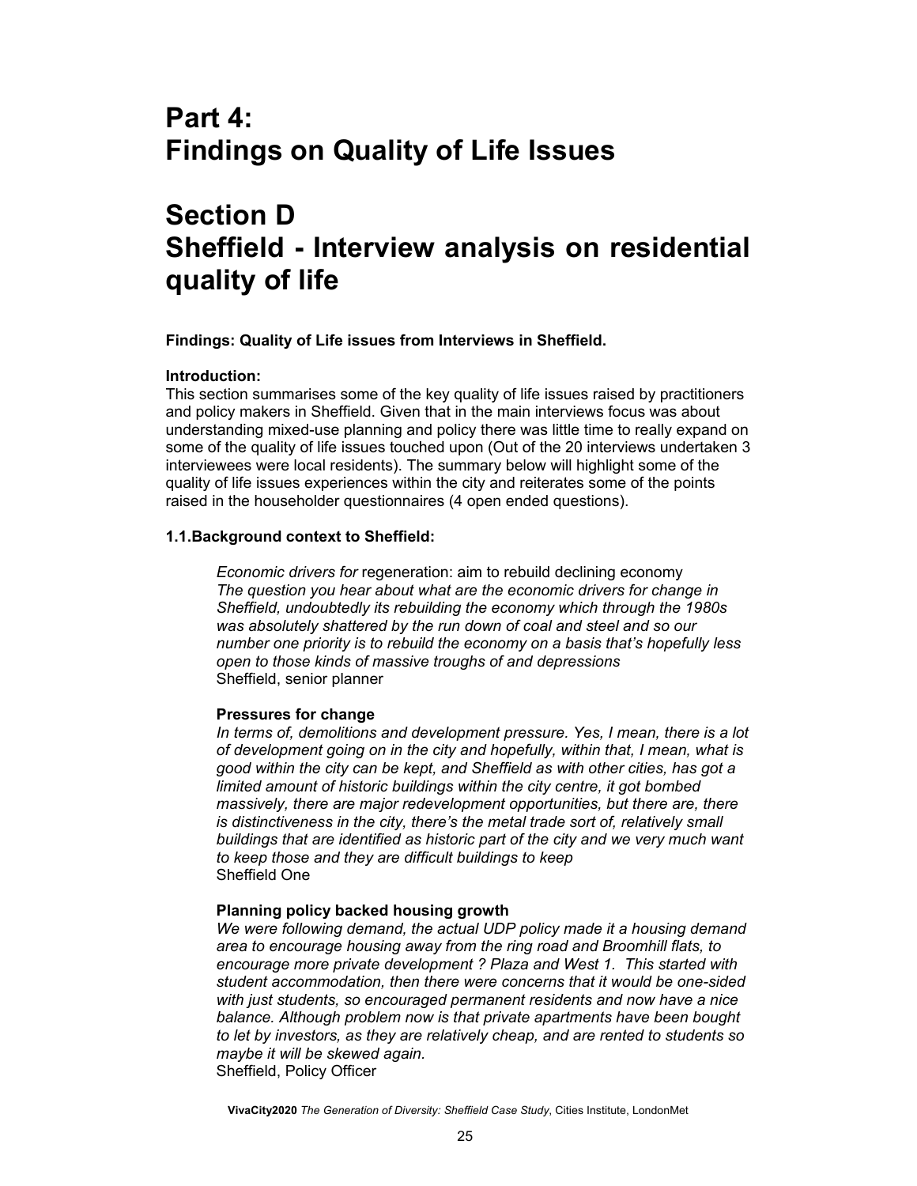# Part 4:
# Findings on Quality of Life Issues

# Section D
# Sheffield - Interview analysis on residential quality of life

**Findings: Quality of Life issues from Interviews in Sheffield.**

**Introduction:**
This section summarises some of the key quality of life issues raised by practitioners and policy makers in Sheffield. Given that in the main interviews focus was about understanding mixed-use planning and policy there was little time to really expand on some of the quality of life issues touched upon (Out of the 20 interviews undertaken 3 interviewees were local residents). The summary below will highlight some of the quality of life issues experiences within the city and reiterates some of the points raised in the householder questionnaires (4 open ended questions).

**1.1.Background context to Sheffield:**

> *Economic drivers for* regeneration: aim to rebuild declining economy
> *The question you hear about what are the economic drivers for change in Sheffield, undoubtedly its rebuilding the economy which through the 1980s was absolutely shattered by the run down of coal and steel and so our number one priority is to rebuild the economy on a basis that's hopefully less open to those kinds of massive troughs of and depressions*
> Sheffield, senior planner
>
> **Pressures for change**
> *In terms of, demolitions and development pressure. Yes, I mean, there is a lot of development going on in the city and hopefully, within that, I mean, what is good within the city can be kept, and Sheffield as with other cities, has got a limited amount of historic buildings within the city centre, it got bombed massively, there are major redevelopment opportunities, but there are, there is distinctiveness in the city, there's the metal trade sort of, relatively small buildings that are identified as historic part of the city and we very much want to keep those and they are difficult buildings to keep*
> Sheffield One
>
> **Planning policy backed housing growth**
> *We were following demand, the actual UDP policy made it a housing demand area to encourage housing away from the ring road and Broomhill flats, to encourage more private development ? Plaza and West 1. This started with student accommodation, then there were concerns that it would be one-sided with just students, so encouraged permanent residents and now have a nice balance. Although problem now is that private apartments have been bought to let by investors, as they are relatively cheap, and are rented to students so maybe it will be skewed again.*
> Sheffield, Policy Officer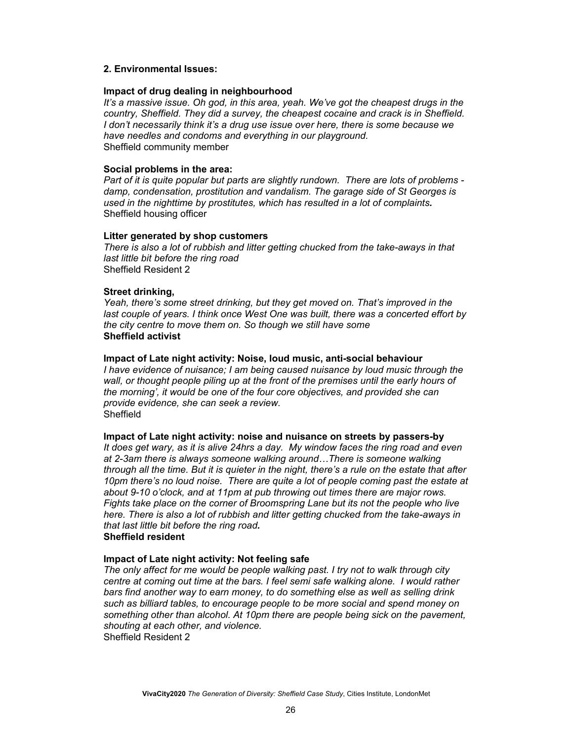**2. Environmental Issues:**

**Impact of drug dealing in neighbourhood**

*It's a massive issue. Oh god, in this area, yeah. We've got the cheapest drugs in the country, Sheffield. They did a survey, the cheapest cocaine and crack is in Sheffield. I don't necessarily think it's a drug use issue over here, there is some because we have needles and condoms and everything in our playground.*
Sheffield community member

**Social problems in the area:**

*Part of it is quite popular but parts are slightly rundown. There are lots of problems - damp, condensation, prostitution and vandalism. The garage side of St Georges is used in the nighttime by prostitutes, which has resulted in a lot of complaints.*
Sheffield housing officer

**Litter generated by shop customers**

*There is also a lot of rubbish and litter getting chucked from the take-aways in that last little bit before the ring road*
Sheffield Resident 2

**Street drinking,**

*Yeah, there's some street drinking, but they get moved on. That's improved in the last couple of years. I think once West One was built, there was a concerted effort by the city centre to move them on. So though we still have some*
**Sheffield activist**

**Impact of Late night activity: Noise, loud music, anti-social behaviour**

*I have evidence of nuisance; I am being caused nuisance by loud music through the wall, or thought people piling up at the front of the premises until the early hours of the morning', it would be one of the four core objectives, and provided she can provide evidence, she can seek a review.*
Sheffield

**Impact of Late night activity: noise and nuisance on streets by passers-by**

*It does get wary, as it is alive 24hrs a day. My window faces the ring road and even at 2-3am there is always someone walking around…There is someone walking through all the time. But it is quieter in the night, there's a rule on the estate that after 10pm there's no loud noise. There are quite a lot of people coming past the estate at about 9-10 o'clock, and at 11pm at pub throwing out times there are major rows. Fights take place on the corner of Broomspring Lane but its not the people who live here. There is also a lot of rubbish and litter getting chucked from the take-aways in that last little bit before the ring road.*
**Sheffield resident**

**Impact of Late night activity: Not feeling safe**

*The only affect for me would be people walking past. I try not to walk through city centre at coming out time at the bars. I feel semi safe walking alone. I would rather bars find another way to earn money, to do something else as well as selling drink such as billiard tables, to encourage people to be more social and spend money on something other than alcohol. At 10pm there are people being sick on the pavement, shouting at each other, and violence.*
Sheffield Resident 2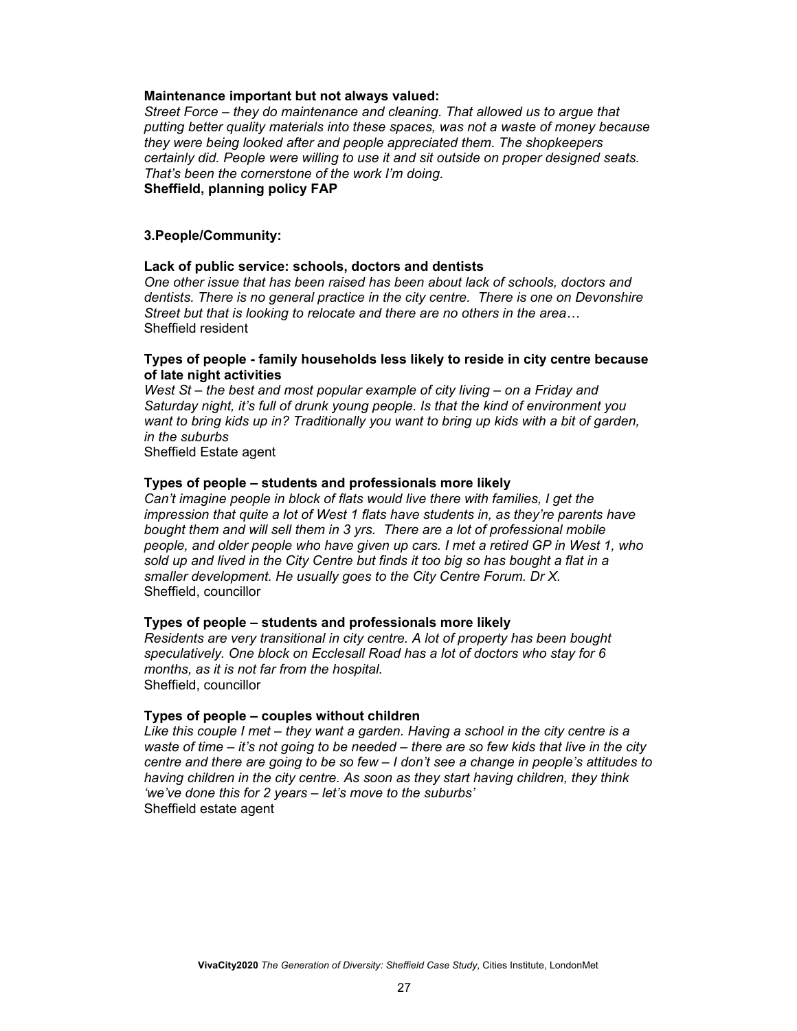**Maintenance important but not always valued:**

*Street Force – they do maintenance and cleaning. That allowed us to argue that putting better quality materials into these spaces, was not a waste of money because they were being looked after and people appreciated them. The shopkeepers certainly did. People were willing to use it and sit outside on proper designed seats. That's been the cornerstone of the work I'm doing.*

**Sheffield, planning policy FAP**

**3.People/Community:**

**Lack of public service: schools, doctors and dentists**

*One other issue that has been raised has been about lack of schools, doctors and dentists. There is no general practice in the city centre. There is one on Devonshire Street but that is looking to relocate and there are no others in the area…*

Sheffield resident

**Types of people - family households less likely to reside in city centre because of late night activities**

*West St – the best and most popular example of city living – on a Friday and Saturday night, it's full of drunk young people. Is that the kind of environment you want to bring kids up in? Traditionally you want to bring up kids with a bit of garden, in the suburbs*

Sheffield Estate agent

**Types of people – students and professionals more likely**

*Can't imagine people in block of flats would live there with families, I get the impression that quite a lot of West 1 flats have students in, as they're parents have bought them and will sell them in 3 yrs. There are a lot of professional mobile people, and older people who have given up cars. I met a retired GP in West 1, who sold up and lived in the City Centre but finds it too big so has bought a flat in a smaller development. He usually goes to the City Centre Forum. Dr X.*

Sheffield, councillor

**Types of people – students and professionals more likely**

*Residents are very transitional in city centre. A lot of property has been bought speculatively. One block on Ecclesall Road has a lot of doctors who stay for 6 months, as it is not far from the hospital.*

Sheffield, councillor

**Types of people – couples without children**

*Like this couple I met – they want a garden. Having a school in the city centre is a waste of time – it's not going to be needed – there are so few kids that live in the city centre and there are going to be so few – I don't see a change in people's attitudes to having children in the city centre. As soon as they start having children, they think 'we've done this for 2 years – let's move to the suburbs'*

Sheffield estate agent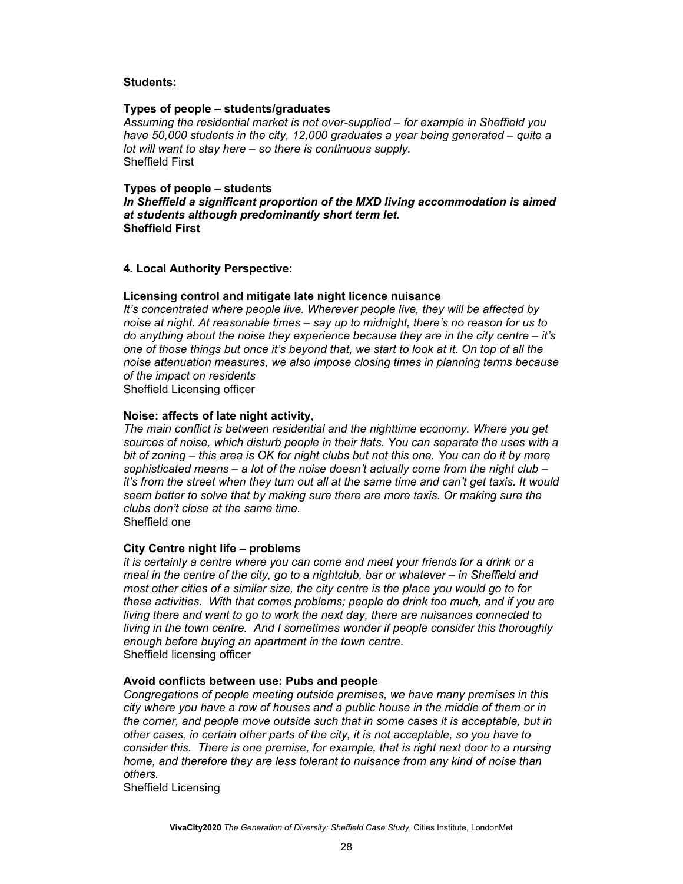**Students:**

**Types of people – students/graduates**

*Assuming the residential market is not over-supplied – for example in Sheffield you have 50,000 students in the city, 12,000 graduates a year being generated – quite a lot will want to stay here – so there is continuous supply.*

Sheffield First

**Types of people – students**

***In Sheffield a significant proportion of the MXD living accommodation is aimed at students although predominantly short term let*.**

**Sheffield First**

**4. Local Authority Perspective:**

**Licensing control and mitigate late night licence nuisance**

*It's concentrated where people live. Wherever people live, they will be affected by noise at night. At reasonable times – say up to midnight, there's no reason for us to do anything about the noise they experience because they are in the city centre – it's one of those things but once it's beyond that, we start to look at it. On top of all the noise attenuation measures, we also impose closing times in planning terms because of the impact on residents*

Sheffield Licensing officer

**Noise: affects of late night activity**,

*The main conflict is between residential and the nighttime economy. Where you get sources of noise, which disturb people in their flats. You can separate the uses with a bit of zoning – this area is OK for night clubs but not this one. You can do it by more sophisticated means – a lot of the noise doesn't actually come from the night club – it's from the street when they turn out all at the same time and can't get taxis. It would seem better to solve that by making sure there are more taxis. Or making sure the clubs don't close at the same time.*

Sheffield one

**City Centre night life – problems**

*it is certainly a centre where you can come and meet your friends for a drink or a meal in the centre of the city, go to a nightclub, bar or whatever – in Sheffield and most other cities of a similar size, the city centre is the place you would go to for these activities. With that comes problems; people do drink too much, and if you are living there and want to go to work the next day, there are nuisances connected to living in the town centre. And I sometimes wonder if people consider this thoroughly enough before buying an apartment in the town centre.*

Sheffield licensing officer

**Avoid conflicts between use: Pubs and people**

*Congregations of people meeting outside premises, we have many premises in this city where you have a row of houses and a public house in the middle of them or in the corner, and people move outside such that in some cases it is acceptable, but in other cases, in certain other parts of the city, it is not acceptable, so you have to consider this. There is one premise, for example, that is right next door to a nursing home, and therefore they are less tolerant to nuisance from any kind of noise than others.*

Sheffield Licensing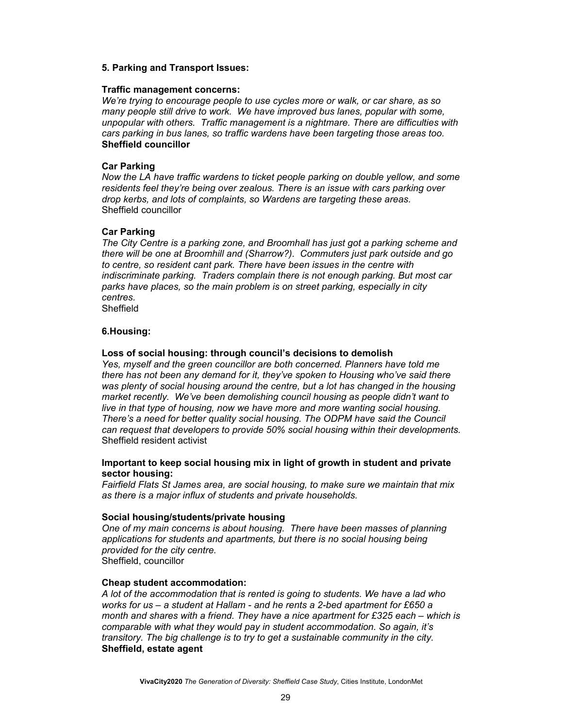### 5. Parking and Transport Issues:

**Traffic management concerns:**
*We're trying to encourage people to use cycles more or walk, or car share, as so many people still drive to work. We have improved bus lanes, popular with some, unpopular with others. Traffic management is a nightmare. There are difficulties with cars parking in bus lanes, so traffic wardens have been targeting those areas too.*
**Sheffield councillor**

**Car Parking**
*Now the LA have traffic wardens to ticket people parking on double yellow, and some residents feel they're being over zealous. There is an issue with cars parking over drop kerbs, and lots of complaints, so Wardens are targeting these areas.*
Sheffield councillor

**Car Parking**
*The City Centre is a parking zone, and Broomhall has just got a parking scheme and there will be one at Broomhill and (Sharrow?). Commuters just park outside and go to centre, so resident cant park. There have been issues in the centre with indiscriminate parking. Traders complain there is not enough parking. But most car parks have places, so the main problem is on street parking, especially in city centres.*
Sheffield

### 6.Housing:

**Loss of social housing: through council's decisions to demolish**
*Yes, myself and the green councillor are both concerned. Planners have told me there has not been any demand for it, they've spoken to Housing who've said there was plenty of social housing around the centre, but a lot has changed in the housing market recently. We've been demolishing council housing as people didn't want to live in that type of housing, now we have more and more wanting social housing. There's a need for better quality social housing. The ODPM have said the Council can request that developers to provide 50% social housing within their developments.*
Sheffield resident activist

**Important to keep social housing mix in light of growth in student and private sector housing:**
*Fairfield Flats St James area, are social housing, to make sure we maintain that mix as there is a major influx of students and private households.*

**Social housing/students/private housing**
*One of my main concerns is about housing. There have been masses of planning applications for students and apartments, but there is no social housing being provided for the city centre.*
Sheffield, councillor

**Cheap student accommodation:**
*A lot of the accommodation that is rented is going to students. We have a lad who works for us – a student at Hallam - and he rents a 2-bed apartment for £650 a month and shares with a friend. They have a nice apartment for £325 each – which is comparable with what they would pay in student accommodation. So again, it's transitory. The big challenge is to try to get a sustainable community in the city.*
**Sheffield, estate agent**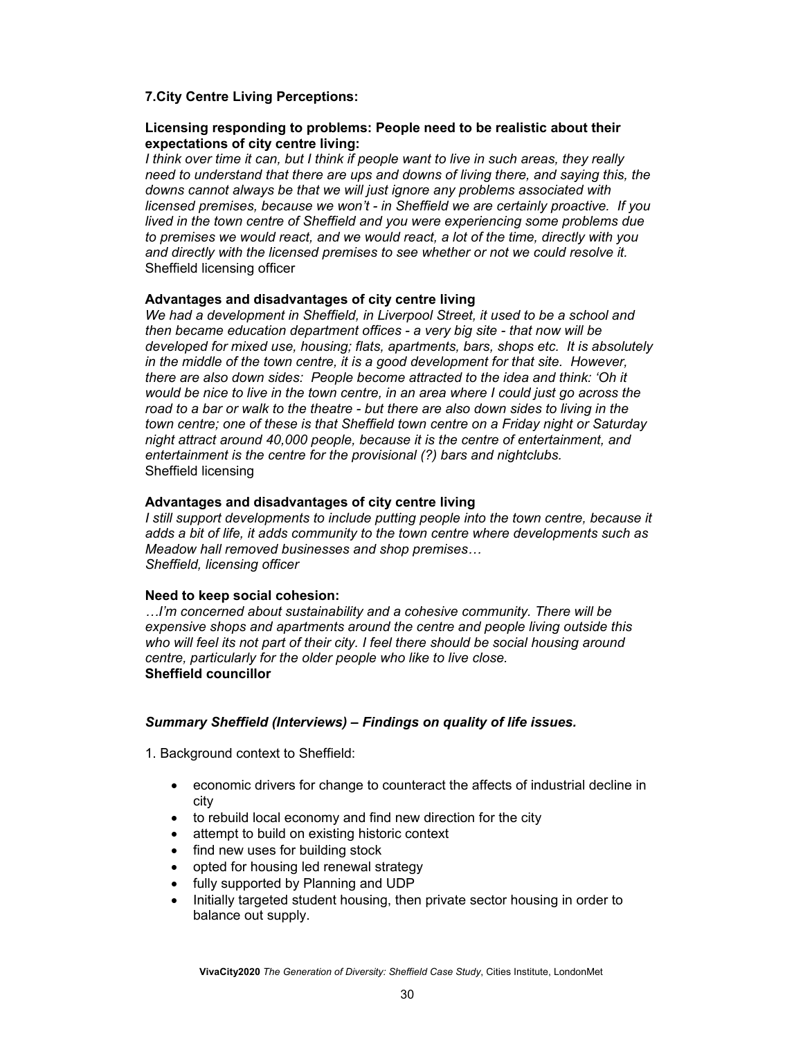### 7.City Centre Living Perceptions:

**Licensing responding to problems: People need to be realistic about their expectations of city centre living:**

*I think over time it can, but I think if people want to live in such areas, they really need to understand that there are ups and downs of living there, and saying this, the downs cannot always be that we will just ignore any problems associated with licensed premises, because we won't - in Sheffield we are certainly proactive. If you lived in the town centre of Sheffield and you were experiencing some problems due to premises we would react, and we would react, a lot of the time, directly with you and directly with the licensed premises to see whether or not we could resolve it.*
Sheffield licensing officer

**Advantages and disadvantages of city centre living**

*We had a development in Sheffield, in Liverpool Street, it used to be a school and then became education department offices - a very big site - that now will be developed for mixed use, housing; flats, apartments, bars, shops etc. It is absolutely in the middle of the town centre, it is a good development for that site. However, there are also down sides: People become attracted to the idea and think: 'Oh it would be nice to live in the town centre, in an area where I could just go across the road to a bar or walk to the theatre - but there are also down sides to living in the town centre; one of these is that Sheffield town centre on a Friday night or Saturday night attract around 40,000 people, because it is the centre of entertainment, and entertainment is the centre for the provisional (?) bars and nightclubs.*
Sheffield licensing

**Advantages and disadvantages of city centre living**

*I still support developments to include putting people into the town centre, because it adds a bit of life, it adds community to the town centre where developments such as Meadow hall removed businesses and shop premises…*
*Sheffield, licensing officer*

**Need to keep social cohesion:**

*…I'm concerned about sustainability and a cohesive community. There will be expensive shops and apartments around the centre and people living outside this who will feel its not part of their city. I feel there should be social housing around centre, particularly for the older people who like to live close.*
**Sheffield councillor**

### *Summary Sheffield (Interviews) – Findings on quality of life issues.*

1. Background context to Sheffield:

- economic drivers for change to counteract the affects of industrial decline in city
- to rebuild local economy and find new direction for the city
- attempt to build on existing historic context
- find new uses for building stock
- opted for housing led renewal strategy
- fully supported by Planning and UDP
- Initially targeted student housing, then private sector housing in order to balance out supply.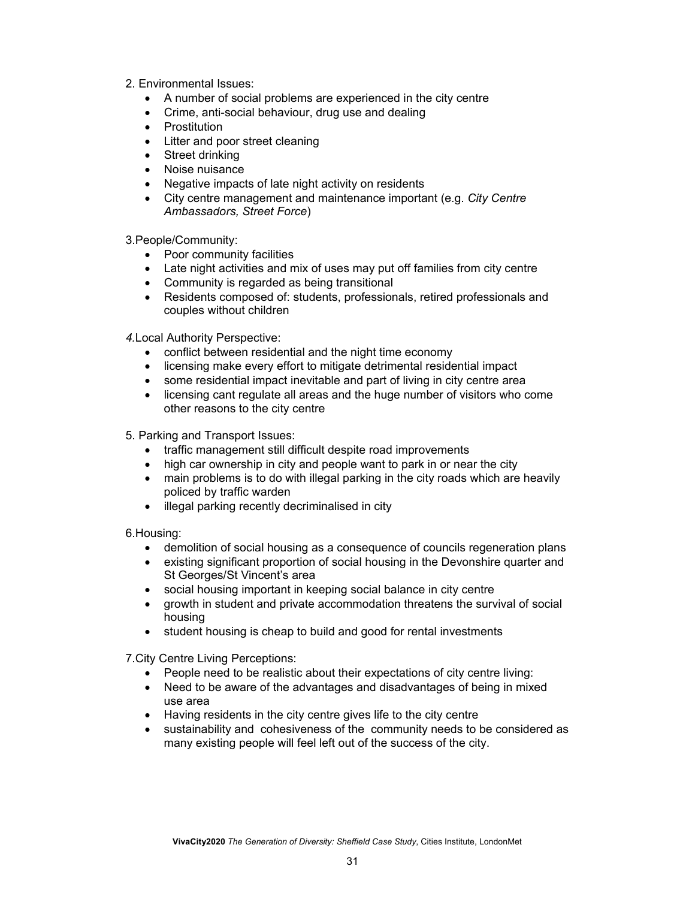2. Environmental Issues:

- A number of social problems are experienced in the city centre
- Crime, anti-social behaviour, drug use and dealing
- Prostitution
- Litter and poor street cleaning
- Street drinking
- Noise nuisance
- Negative impacts of late night activity on residents
- City centre management and maintenance important (e.g. *City Centre Ambassadors, Street Force*)

3.People/Community:

- Poor community facilities
- Late night activities and mix of uses may put off families from city centre
- Community is regarded as being transitional
- Residents composed of: students, professionals, retired professionals and couples without children

*4.*Local Authority Perspective:

- conflict between residential and the night time economy
- licensing make every effort to mitigate detrimental residential impact
- some residential impact inevitable and part of living in city centre area
- licensing cant regulate all areas and the huge number of visitors who come other reasons to the city centre

5. Parking and Transport Issues:

- traffic management still difficult despite road improvements
- high car ownership in city and people want to park in or near the city
- main problems is to do with illegal parking in the city roads which are heavily policed by traffic warden
- illegal parking recently decriminalised in city

6.Housing:

- demolition of social housing as a consequence of councils regeneration plans
- existing significant proportion of social housing in the Devonshire quarter and St Georges/St Vincent's area
- social housing important in keeping social balance in city centre
- growth in student and private accommodation threatens the survival of social housing
- student housing is cheap to build and good for rental investments

7.City Centre Living Perceptions:

- People need to be realistic about their expectations of city centre living:
- Need to be aware of the advantages and disadvantages of being in mixed use area
- Having residents in the city centre gives life to the city centre
- sustainability and cohesiveness of the community needs to be considered as many existing people will feel left out of the success of the city.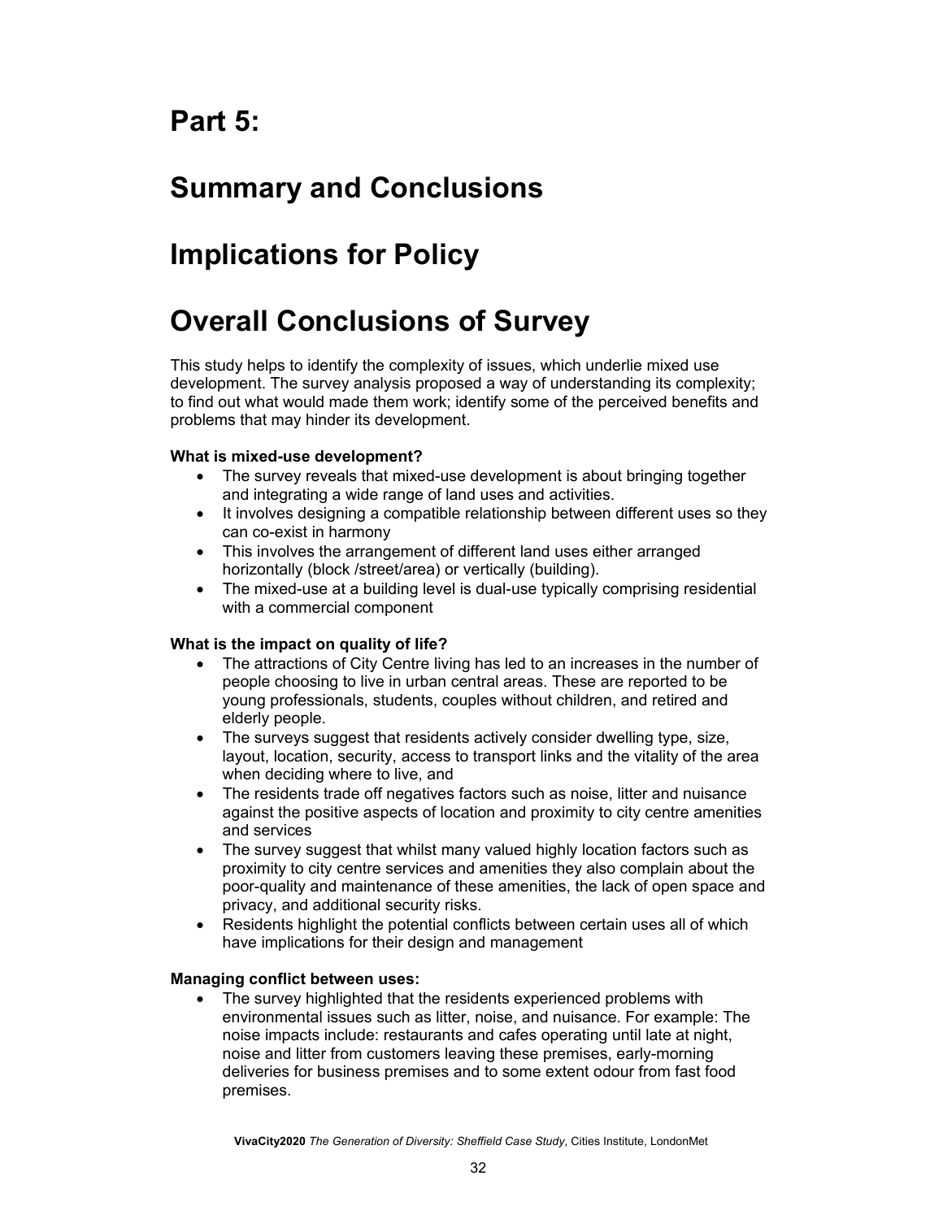# Part 5:

# Summary and Conclusions

# Implications for Policy

# Overall Conclusions of Survey

This study helps to identify the complexity of issues, which underlie mixed use development. The survey analysis proposed a way of understanding its complexity; to find out what would made them work; identify some of the perceived benefits and problems that may hinder its development.

**What is mixed-use development?**

- The survey reveals that mixed-use development is about bringing together and integrating a wide range of land uses and activities.
- It involves designing a compatible relationship between different uses so they can co-exist in harmony
- This involves the arrangement of different land uses either arranged horizontally (block /street/area) or vertically (building).
- The mixed-use at a building level is dual-use typically comprising residential with a commercial component

**What is the impact on quality of life?**

- The attractions of City Centre living has led to an increases in the number of people choosing to live in urban central areas. These are reported to be young professionals, students, couples without children, and retired and elderly people.
- The surveys suggest that residents actively consider dwelling type, size, layout, location, security, access to transport links and the vitality of the area when deciding where to live, and
- The residents trade off negatives factors such as noise, litter and nuisance against the positive aspects of location and proximity to city centre amenities and services
- The survey suggest that whilst many valued highly location factors such as proximity to city centre services and amenities they also complain about the poor-quality and maintenance of these amenities, the lack of open space and privacy, and additional security risks.
- Residents highlight the potential conflicts between certain uses all of which have implications for their design and management

**Managing conflict between uses:**

- The survey highlighted that the residents experienced problems with environmental issues such as litter, noise, and nuisance. For example: The noise impacts include: restaurants and cafes operating until late at night, noise and litter from customers leaving these premises, early-morning deliveries for business premises and to some extent odour from fast food premises.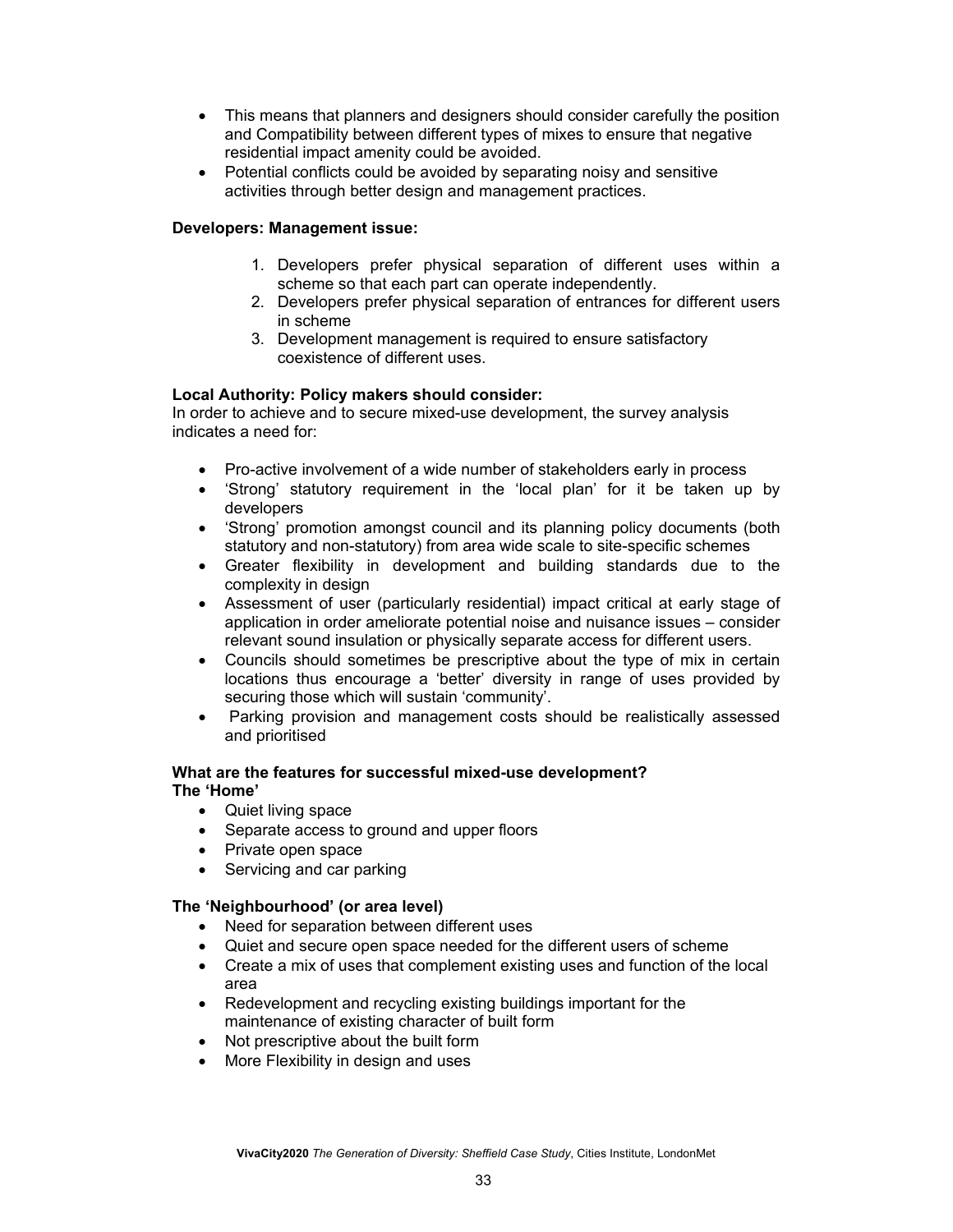- This means that planners and designers should consider carefully the position and Compatibility between different types of mixes to ensure that negative residential impact amenity could be avoided.
- Potential conflicts could be avoided by separating noisy and sensitive activities through better design and management practices.

**Developers: Management issue:**

1. Developers prefer physical separation of different uses within a scheme so that each part can operate independently.
2. Developers prefer physical separation of entrances for different users in scheme
3. Development management is required to ensure satisfactory coexistence of different uses.

**Local Authority: Policy makers should consider:**
In order to achieve and to secure mixed-use development, the survey analysis indicates a need for:

- Pro-active involvement of a wide number of stakeholders early in process
- 'Strong' statutory requirement in the 'local plan' for it be taken up by developers
- 'Strong' promotion amongst council and its planning policy documents (both statutory and non-statutory) from area wide scale to site-specific schemes
- Greater flexibility in development and building standards due to the complexity in design
- Assessment of user (particularly residential) impact critical at early stage of application in order ameliorate potential noise and nuisance issues – consider relevant sound insulation or physically separate access for different users.
- Councils should sometimes be prescriptive about the type of mix in certain locations thus encourage a 'better' diversity in range of uses provided by securing those which will sustain 'community'.
- Parking provision and management costs should be realistically assessed and prioritised

**What are the features for successful mixed-use development?**
**The 'Home'**

- Quiet living space
- Separate access to ground and upper floors
- Private open space
- Servicing and car parking

**The 'Neighbourhood' (or area level)**

- Need for separation between different uses
- Quiet and secure open space needed for the different users of scheme
- Create a mix of uses that complement existing uses and function of the local area
- Redevelopment and recycling existing buildings important for the maintenance of existing character of built form
- Not prescriptive about the built form
- More Flexibility in design and uses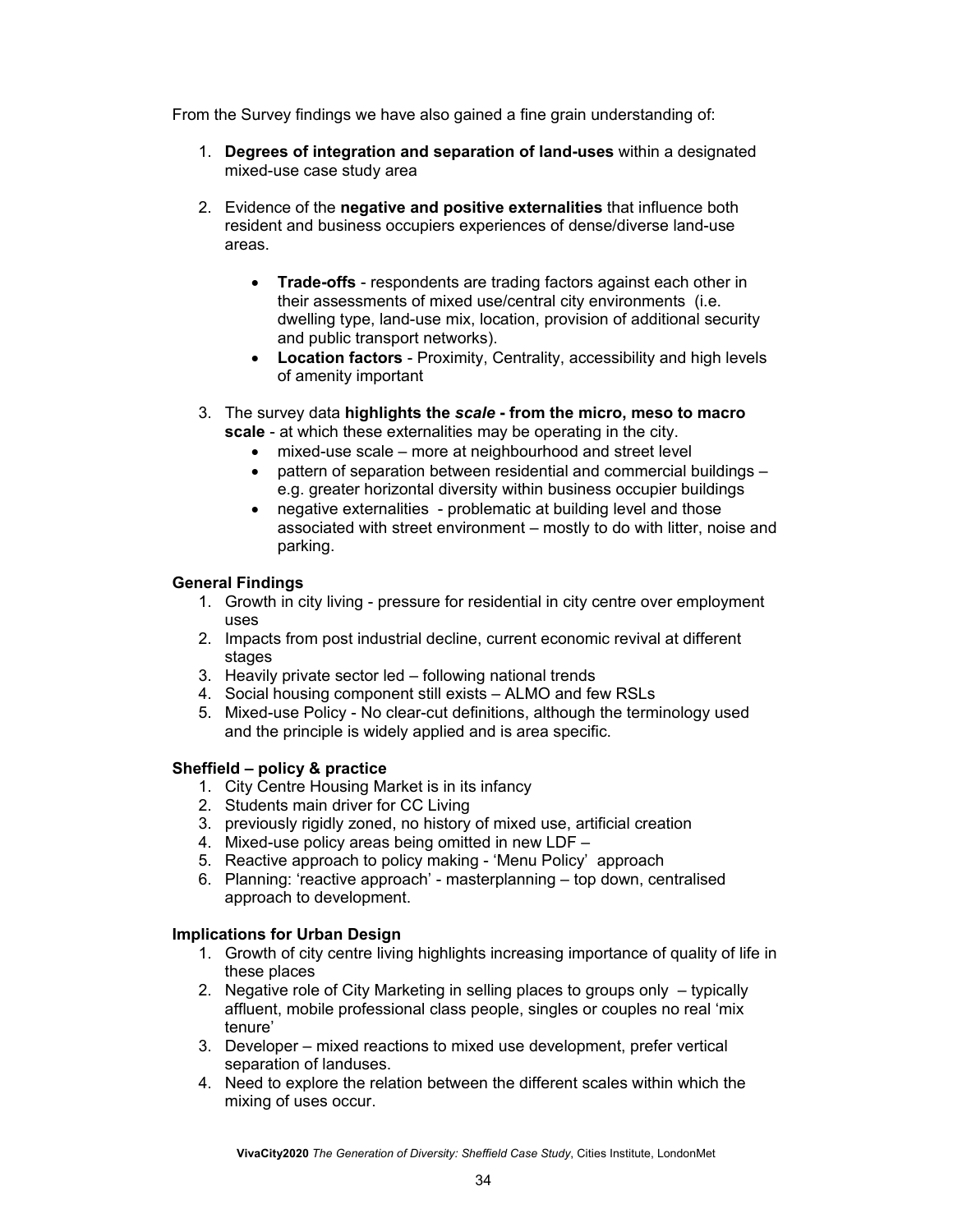From the Survey findings we have also gained a fine grain understanding of:

1. **Degrees of integration and separation of land-uses** within a designated mixed-use case study area
2. Evidence of the **negative and positive externalities** that influence both resident and business occupiers experiences of dense/diverse land-use areas.
    - **Trade-offs** - respondents are trading factors against each other in their assessments of mixed use/central city environments (i.e. dwelling type, land-use mix, location, provision of additional security and public transport networks).
    - **Location factors** - Proximity, Centrality, accessibility and high levels of amenity important
3. The survey data **highlights the *scale* - from the micro, meso to macro scale** - at which these externalities may be operating in the city.
    - mixed-use scale – more at neighbourhood and street level
    - pattern of separation between residential and commercial buildings – e.g. greater horizontal diversity within business occupier buildings
    - negative externalities - problematic at building level and those associated with street environment – mostly to do with litter, noise and parking.

**General Findings**

1. Growth in city living - pressure for residential in city centre over employment uses
2. Impacts from post industrial decline, current economic revival at different stages
3. Heavily private sector led – following national trends
4. Social housing component still exists – ALMO and few RSLs
5. Mixed-use Policy - No clear-cut definitions, although the terminology used and the principle is widely applied and is area specific.

**Sheffield – policy & practice**

1. City Centre Housing Market is in its infancy
2. Students main driver for CC Living
3. previously rigidly zoned, no history of mixed use, artificial creation
4. Mixed-use policy areas being omitted in new LDF –
5. Reactive approach to policy making - 'Menu Policy' approach
6. Planning: 'reactive approach' - masterplanning – top down, centralised approach to development.

**Implications for Urban Design**

1. Growth of city centre living highlights increasing importance of quality of life in these places
2. Negative role of City Marketing in selling places to groups only – typically affluent, mobile professional class people, singles or couples no real 'mix tenure'
3. Developer – mixed reactions to mixed use development, prefer vertical separation of landuses.
4. Need to explore the relation between the different scales within which the mixing of uses occur.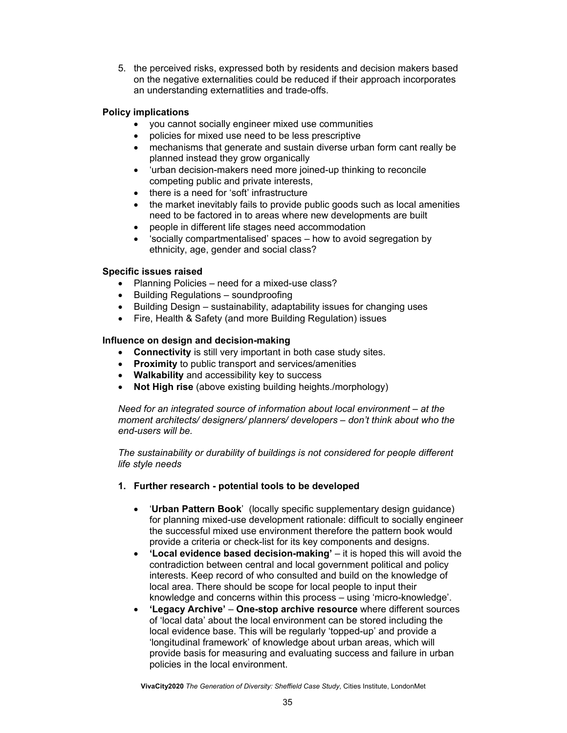5. the perceived risks, expressed both by residents and decision makers based on the negative externalities could be reduced if their approach incorporates an understanding externatlities and trade-offs.

**Policy implications**

- you cannot socially engineer mixed use communities
- policies for mixed use need to be less prescriptive
- mechanisms that generate and sustain diverse urban form cant really be planned instead they grow organically
- 'urban decision-makers need more joined-up thinking to reconcile competing public and private interests,
- there is a need for 'soft' infrastructure
- the market inevitably fails to provide public goods such as local amenities need to be factored in to areas where new developments are built
- people in different life stages need accommodation
- 'socially compartmentalised' spaces – how to avoid segregation by ethnicity, age, gender and social class?

**Specific issues raised**

- Planning Policies – need for a mixed-use class?
- Building Regulations – soundproofing
- Building Design – sustainability, adaptability issues for changing uses
- Fire, Health & Safety (and more Building Regulation) issues

**Influence on design and decision-making**

- **Connectivity** is still very important in both case study sites.
- **Proximity** to public transport and services/amenities
- **Walkability** and accessibility key to success
- **Not High rise** (above existing building heights./morphology)

*Need for an integrated source of information about local environment – at the moment architects/ designers/ planners/ developers – don't think about who the end-users will be.*

*The sustainability or durability of buildings is not considered for people different life style needs*

1. **Further research - potential tools to be developed**

    - '**Urban Pattern Book**' (locally specific supplementary design guidance) for planning mixed-use development rationale: difficult to socially engineer the successful mixed use environment therefore the pattern book would provide a criteria or check-list for its key components and designs.
    - **'Local evidence based decision-making'** – it is hoped this will avoid the contradiction between central and local government political and policy interests. Keep record of who consulted and build on the knowledge of local area. There should be scope for local people to input their knowledge and concerns within this process – using 'micro-knowledge'.
    - **'Legacy Archive'** – **One-stop archive resource** where different sources of 'local data' about the local environment can be stored including the local evidence base. This will be regularly 'topped-up' and provide a 'longitudinal framework' of knowledge about urban areas, which will provide basis for measuring and evaluating success and failure in urban policies in the local environment.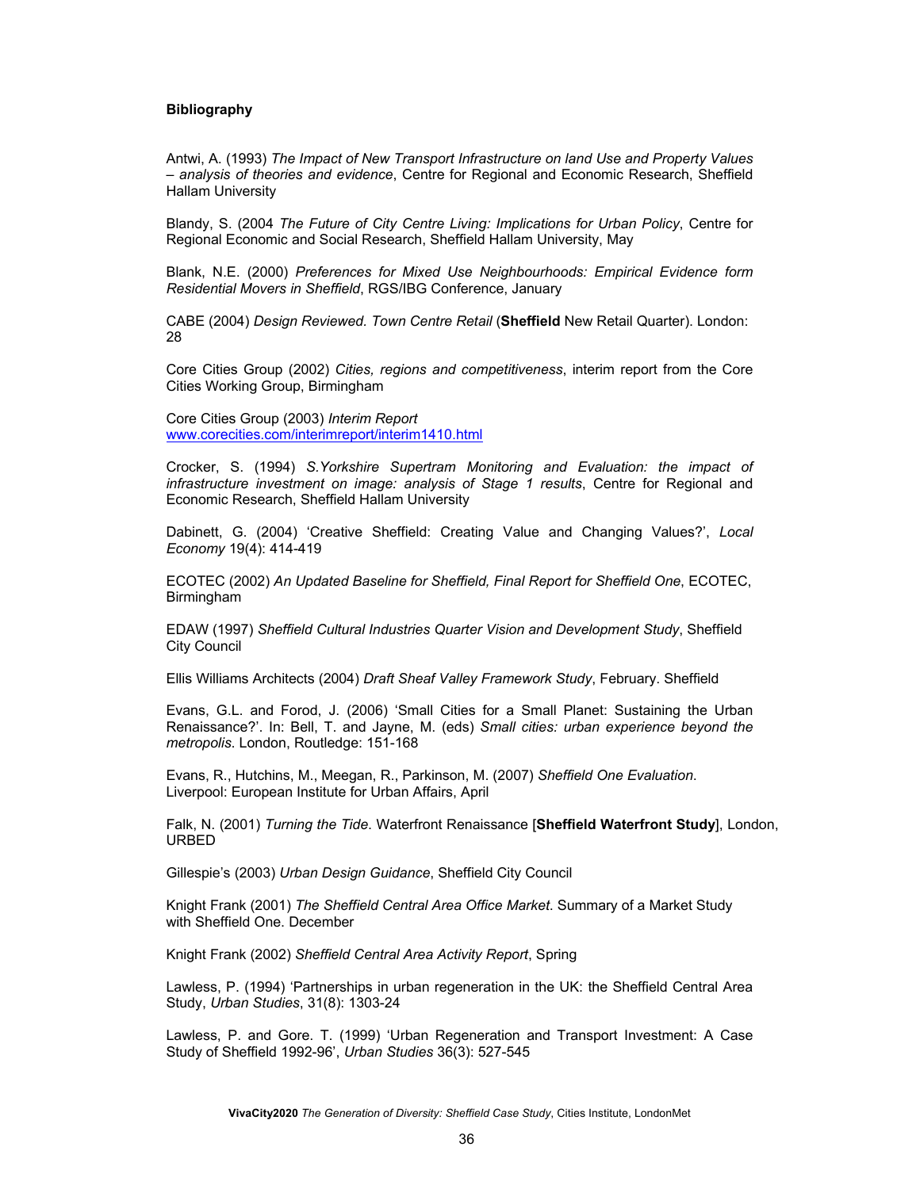**Bibliography**

Antwi, A. (1993) *The Impact of New Transport Infrastructure on land Use and Property Values – analysis of theories and evidence*, Centre for Regional and Economic Research, Sheffield Hallam University

Blandy, S. (2004 *The Future of City Centre Living: Implications for Urban Policy*, Centre for Regional Economic and Social Research, Sheffield Hallam University, May

Blank, N.E. (2000) *Preferences for Mixed Use Neighbourhoods: Empirical Evidence form Residential Movers in Sheffield*, RGS/IBG Conference, January

CABE (2004) *Design Reviewed. Town Centre Retail* (**Sheffield** New Retail Quarter). London: 28

Core Cities Group (2002) *Cities, regions and competitiveness*, interim report from the Core Cities Working Group, Birmingham

Core Cities Group (2003) *Interim Report*
www.corecities.com/interimreport/interim1410.html

Crocker, S. (1994) *S.Yorkshire Supertram Monitoring and Evaluation: the impact of infrastructure investment on image: analysis of Stage 1 results*, Centre for Regional and Economic Research, Sheffield Hallam University

Dabinett, G. (2004) 'Creative Sheffield: Creating Value and Changing Values?', *Local Economy* 19(4): 414-419

ECOTEC (2002) *An Updated Baseline for Sheffield, Final Report for Sheffield One*, ECOTEC, Birmingham

EDAW (1997) *Sheffield Cultural Industries Quarter Vision and Development Study*, Sheffield City Council

Ellis Williams Architects (2004) *Draft Sheaf Valley Framework Study*, February. Sheffield

Evans, G.L. and Forod, J. (2006) 'Small Cities for a Small Planet: Sustaining the Urban Renaissance?'. In: Bell, T. and Jayne, M. (eds) *Small cities: urban experience beyond the metropolis*. London, Routledge: 151-168

Evans, R., Hutchins, M., Meegan, R., Parkinson, M. (2007) *Sheffield One Evaluation*. Liverpool: European Institute for Urban Affairs, April

Falk, N. (2001) *Turning the Tide.* Waterfront Renaissance [**Sheffield Waterfront Study**], London, URBED

Gillespie's (2003) *Urban Design Guidance*, Sheffield City Council

Knight Frank (2001) *The Sheffield Central Area Office Market*. Summary of a Market Study with Sheffield One. December

Knight Frank (2002) *Sheffield Central Area Activity Report*, Spring

Lawless, P. (1994) 'Partnerships in urban regeneration in the UK: the Sheffield Central Area Study, *Urban Studies*, 31(8): 1303-24

Lawless, P. and Gore. T. (1999) 'Urban Regeneration and Transport Investment: A Case Study of Sheffield 1992-96', *Urban Studies* 36(3): 527-545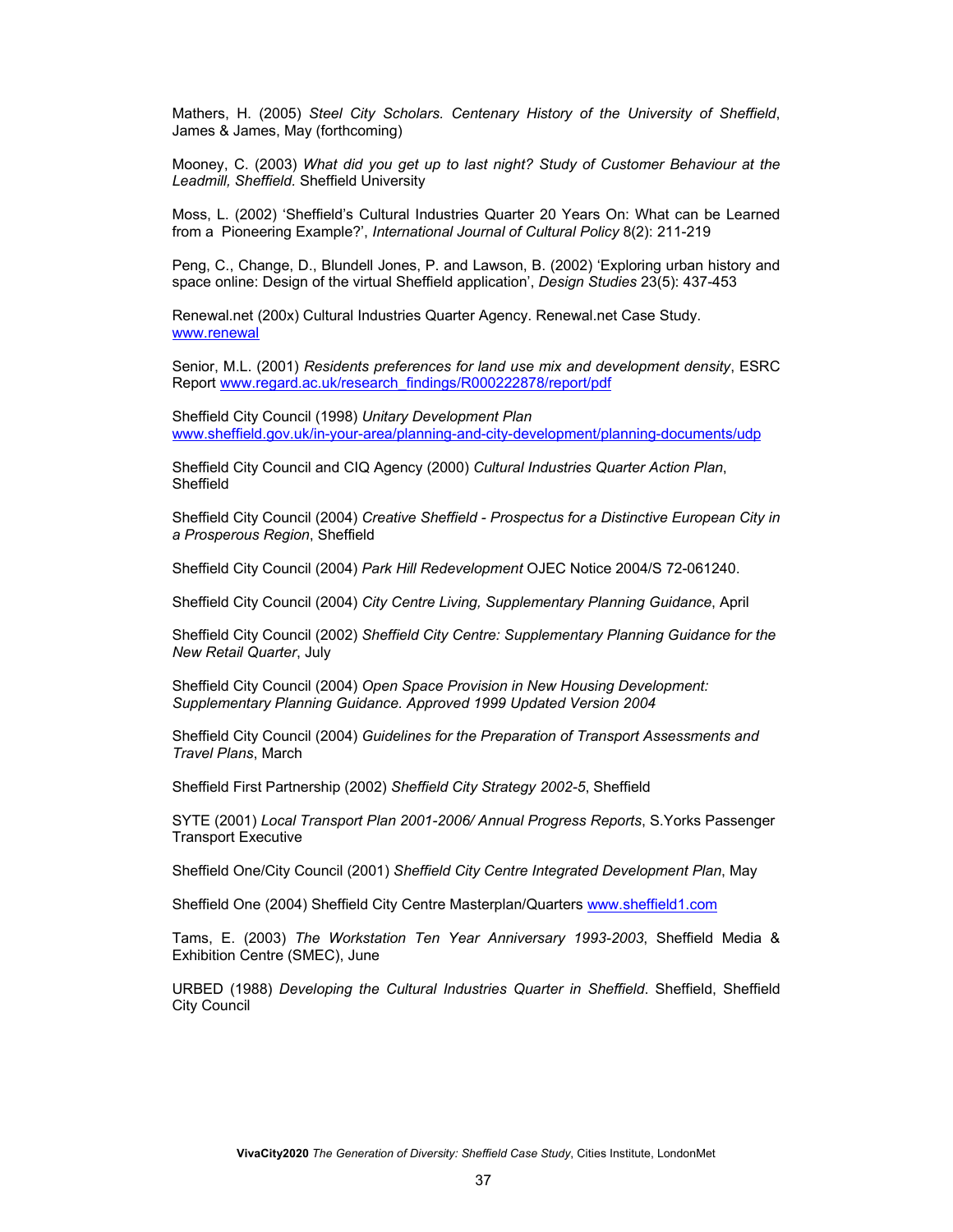Mathers, H. (2005) *Steel City Scholars. Centenary History of the University of Sheffield*, James & James, May (forthcoming)

Mooney, C. (2003) *What did you get up to last night? Study of Customer Behaviour at the Leadmill, Sheffield.* Sheffield University

Moss, L. (2002) 'Sheffield's Cultural Industries Quarter 20 Years On: What can be Learned from a Pioneering Example?', *International Journal of Cultural Policy* 8(2): 211-219

Peng, C., Change, D., Blundell Jones, P. and Lawson, B. (2002) 'Exploring urban history and space online: Design of the virtual Sheffield application', *Design Studies* 23(5): 437-453

Renewal.net (200x) Cultural Industries Quarter Agency. Renewal.net Case Study. www.renewal

Senior, M.L. (2001) *Residents preferences for land use mix and development density*, ESRC Report www.regard.ac.uk/research_findings/R000222878/report/pdf

Sheffield City Council (1998) *Unitary Development Plan* www.sheffield.gov.uk/in-your-area/planning-and-city-development/planning-documents/udp

Sheffield City Council and CIQ Agency (2000) *Cultural Industries Quarter Action Plan*, Sheffield

Sheffield City Council (2004) *Creative Sheffield - Prospectus for a Distinctive European City in a Prosperous Region*, Sheffield

Sheffield City Council (2004) *Park Hill Redevelopment* OJEC Notice 2004/S 72-061240.

Sheffield City Council (2004) *City Centre Living, Supplementary Planning Guidance*, April

Sheffield City Council (2002) *Sheffield City Centre: Supplementary Planning Guidance for the New Retail Quarter*, July

Sheffield City Council (2004) *Open Space Provision in New Housing Development: Supplementary Planning Guidance. Approved 1999 Updated Version 2004*

Sheffield City Council (2004) *Guidelines for the Preparation of Transport Assessments and Travel Plans*, March

Sheffield First Partnership (2002) *Sheffield City Strategy 2002-5*, Sheffield

SYTE (2001) *Local Transport Plan 2001-2006/ Annual Progress Reports*, S.Yorks Passenger Transport Executive

Sheffield One/City Council (2001) *Sheffield City Centre Integrated Development Plan*, May

Sheffield One (2004) Sheffield City Centre Masterplan/Quarters www.sheffield1.com

Tams, E. (2003) *The Workstation Ten Year Anniversary 1993-2003*, Sheffield Media & Exhibition Centre (SMEC), June

URBED (1988) *Developing the Cultural Industries Quarter in Sheffield*. Sheffield, Sheffield City Council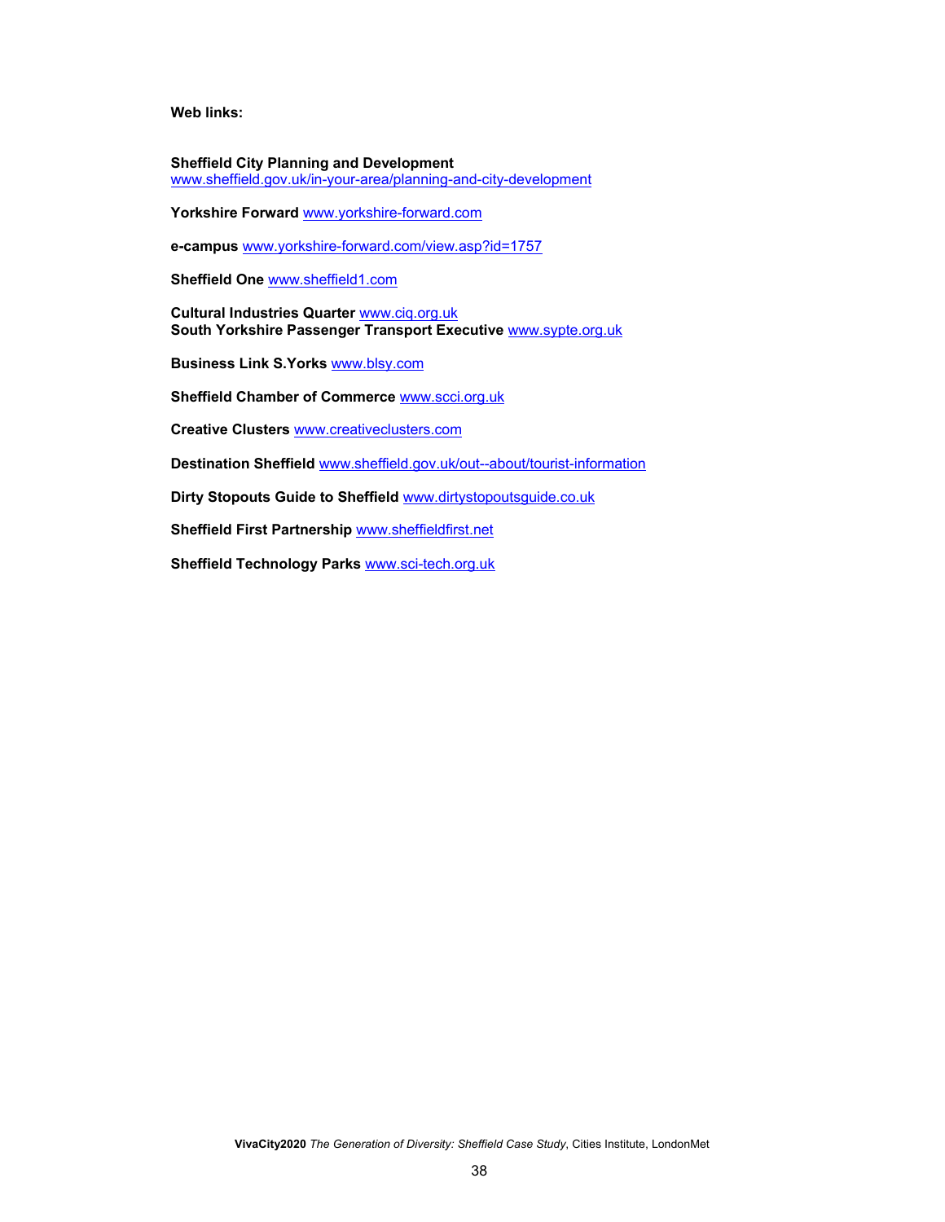**Web links:**

**Sheffield City Planning and Development**
www.sheffield.gov.uk/in-your-area/planning-and-city-development

**Yorkshire Forward** www.yorkshire-forward.com

**e-campus** www.yorkshire-forward.com/view.asp?id=1757

**Sheffield One** www.sheffield1.com

**Cultural Industries Quarter** www.ciq.org.uk
**South Yorkshire Passenger Transport Executive** www.sypte.org.uk

**Business Link S.Yorks** www.blsy.com

**Sheffield Chamber of Commerce** www.scci.org.uk

**Creative Clusters** www.creativeclusters.com

**Destination Sheffield** www.sheffield.gov.uk/out--about/tourist-information

**Dirty Stopouts Guide to Sheffield** www.dirtystopoutsguide.co.uk

**Sheffield First Partnership** www.sheffieldfirst.net

**Sheffield Technology Parks** www.sci-tech.org.uk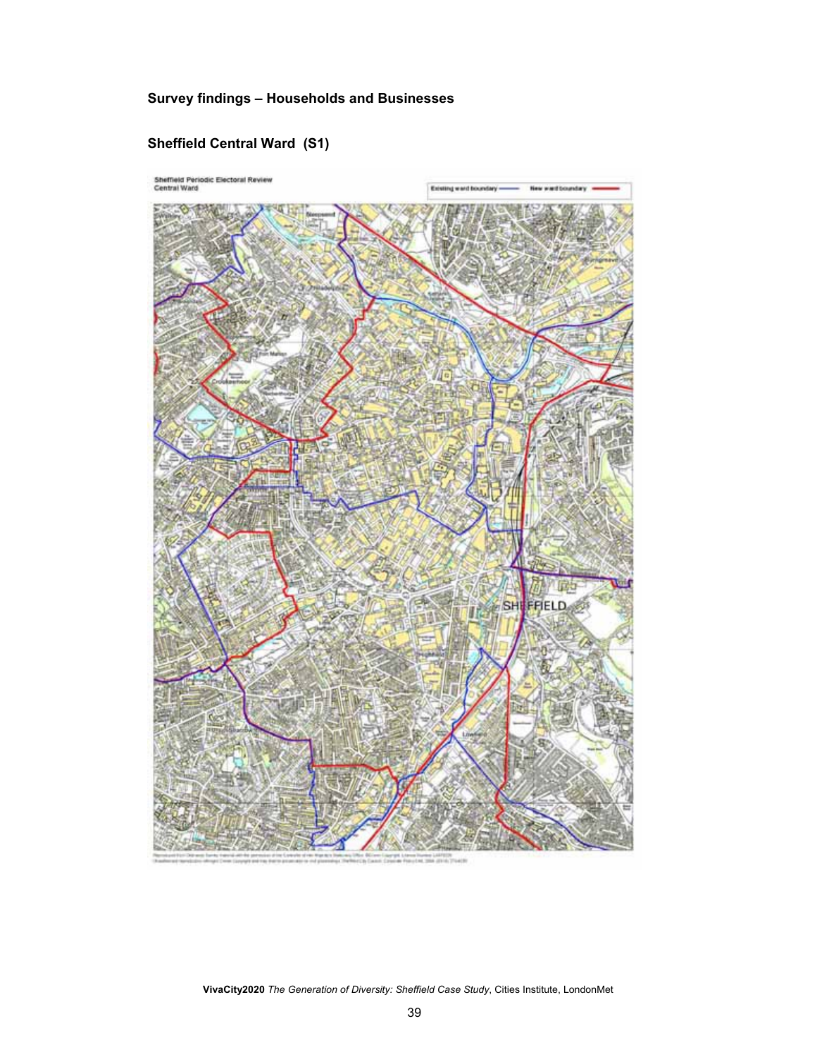## Survey findings – Households and Businesses

### Sheffield Central Ward (S1)

Sheffield Periodic Electoral Review
Central Ward

Existing ward boundary — New ward boundary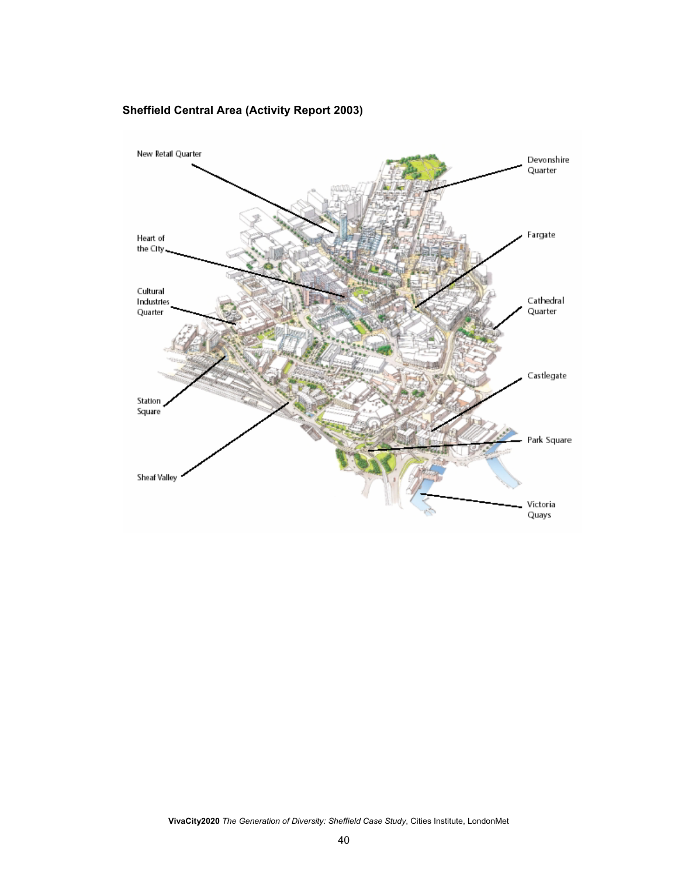**Sheffield Central Area (Activity Report 2003)**

New Retail Quarter

Devonshire Quarter

Heart of the City

Fargate

Cultural Industries Quarter

Cathedral Quarter

Castlegate

Station Square

Park Square

Sheaf Valley

Victoria Quays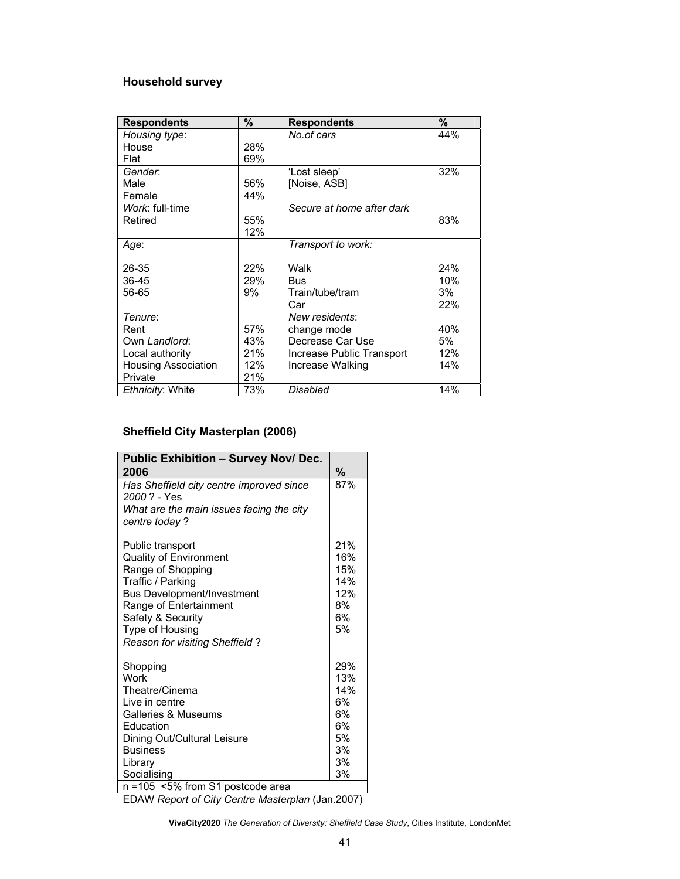### Household survey

| Respondents | % | Respondents | % |
|---|---|---|---|
| *Housing type*:<br>House<br>Flat | <br>28%<br>69% | *No.of cars* | 44% |
| *Gender*:<br>Male<br>Female | <br>56%<br>44% | 'Lost sleep'<br>[Noise, ASB] | 32% |
| *Work*: full-time<br>Retired | <br>55%<br>12% | *Secure at home after dark* | <br>83% |
| *Age*:<br><br>26-35<br>36-45<br>56-65 | <br><br>22%<br>29%<br>9% | *Transport to work:*<br><br>Walk<br>Bus<br>Train/tube/tram<br>Car | <br><br>24%<br>10%<br>3%<br>22% |
| *Tenure*:<br>Rent<br>Own *Landlord*:<br>Local authority<br>Housing Association<br>Private | <br>57%<br>43%<br>21%<br>12%<br>21% | *New residents*:<br>change mode<br>Decrease Car Use<br>Increase Public Transport<br>Increase Walking | <br>40%<br>5%<br>12%<br>14% |
| *Ethnicity*: White | 73% | *Disabled* | 14% |

### Sheffield City Masterplan (2006)

| Public Exhibition – Survey Nov/ Dec. 2006 | % |
|---|---|
| *Has Sheffield city centre improved since 2000* ? - Yes | 87% |
| *What are the main issues facing the city centre today* ? | |
| Public transport | 21% |
| Quality of Environment | 16% |
| Range of Shopping | 15% |
| Traffic / Parking | 14% |
| Bus Development/Investment | 12% |
| Range of Entertainment | 8% |
| Safety & Security | 6% |
| Type of Housing | 5% |
| *Reason for visiting Sheffield* ? | |
| Shopping | 29% |
| Work | 13% |
| Theatre/Cinema | 14% |
| Live in centre | 6% |
| Galleries & Museums | 6% |
| Education | 6% |
| Dining Out/Cultural Leisure | 5% |
| Business | 3% |
| Library | 3% |
| Socialising | 3% |
| n =105 <5% from S1 postcode area | |

EDAW *Report of City Centre Masterplan* (Jan.2007)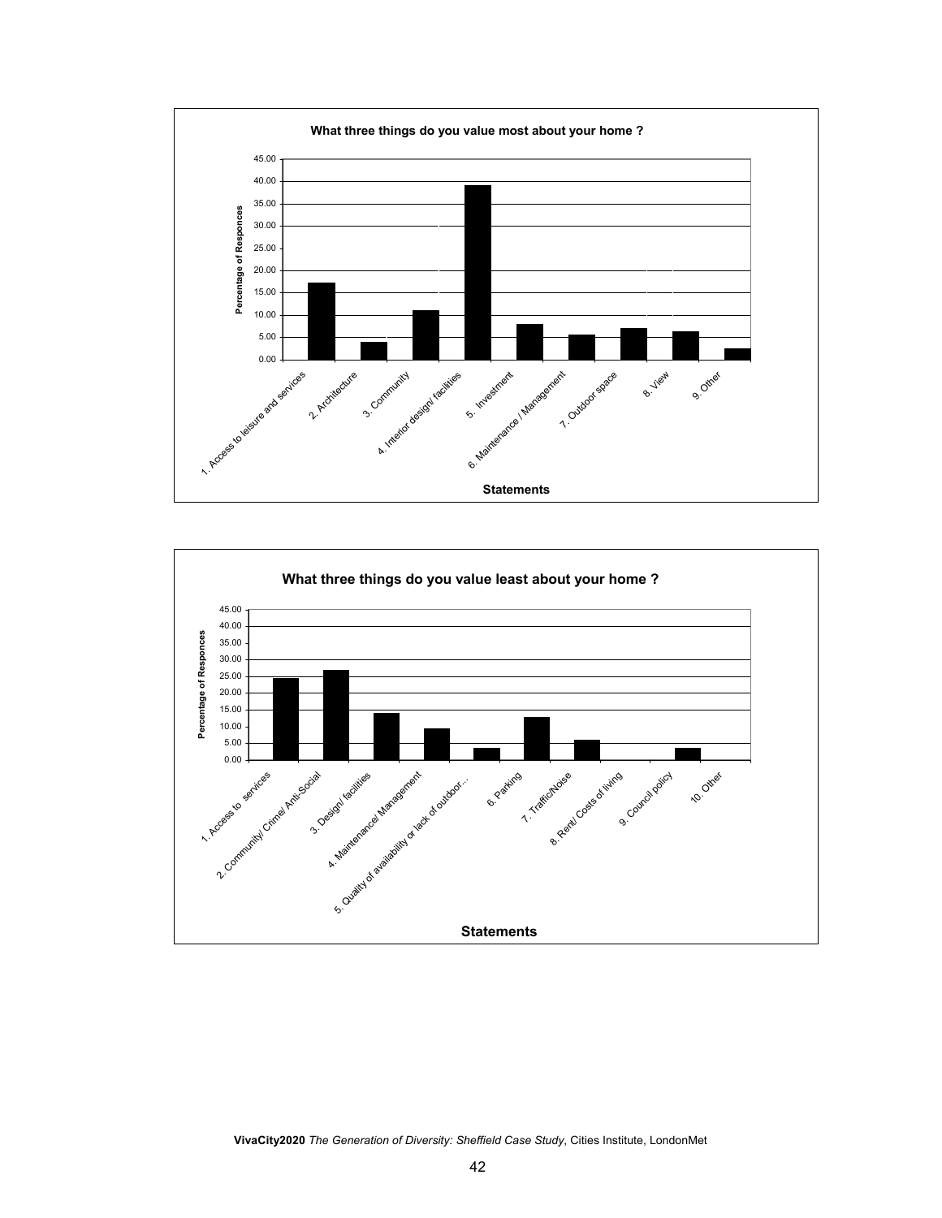**What three things do you value most about your home ?**

Percentage of Responces

45.00
40.00
35.00
30.00
25.00
20.00
15.00
10.00
5.00
0.00

1. Access to leisure and services
2. Architecture
3. Community
4. Interior design/ facilities
5. Investment
6. Maintenance / Management
7. Outdoor space
8. View
9. Other

Statements

**What three things do you value least about your home ?**

Percentage of Responces

45.00
40.00
35.00
30.00
25.00
20.00
15.00
10.00
5.00
0.00

1. Access to services
2. Community/ Crime/ Anti-Social
3. Design/ facilities
4. Maintenance/ Management
5. Quality of availability or lack of outdoor...
6. Parking
7. Traffic/Noise
8. Rent/ Costs of living
9. Council policy
10. Other

Statements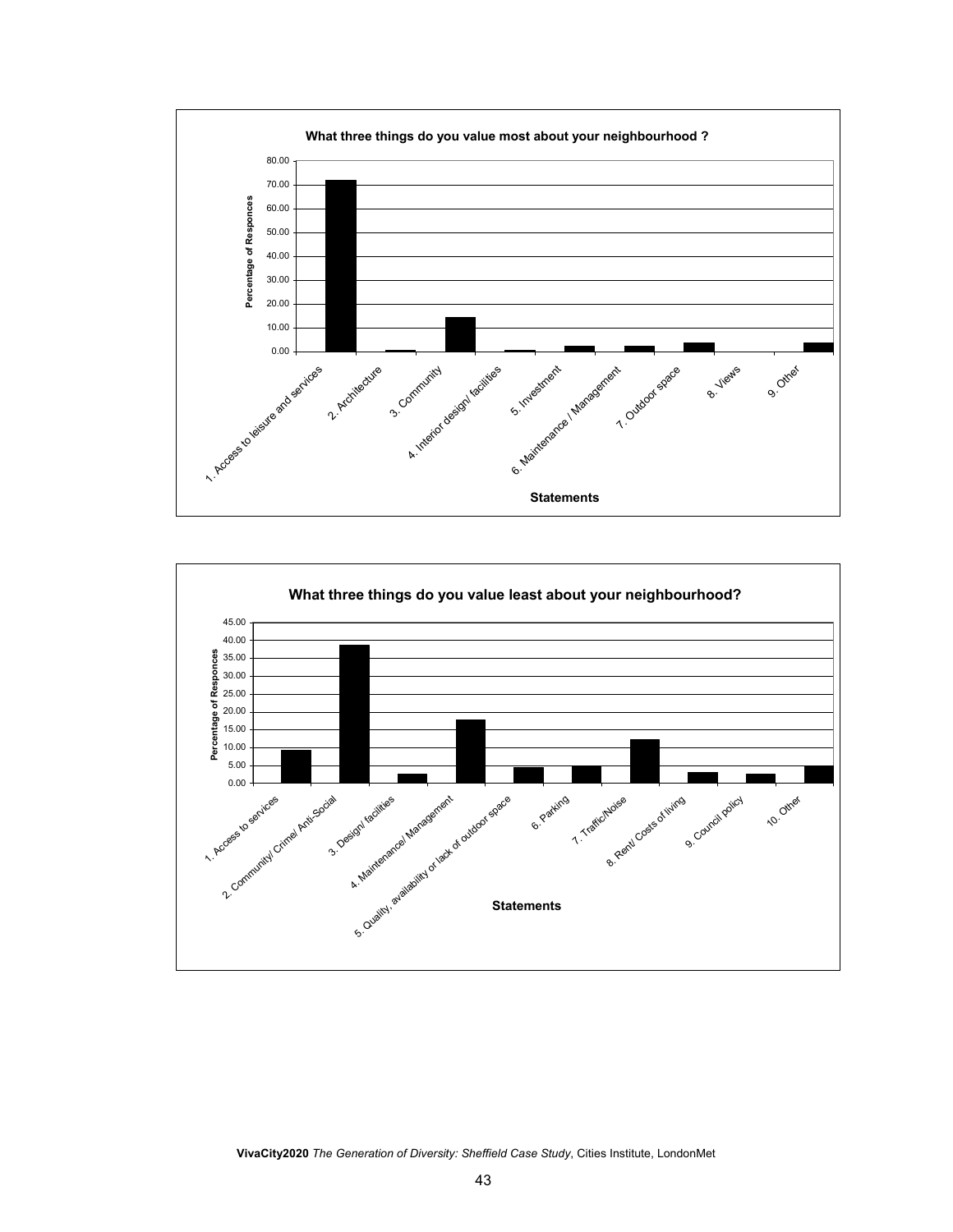**What three things do you value most about your neighbourhood ?**

Percentage of Responces

80.00
70.00
60.00
50.00
40.00
30.00
20.00
10.00
0.00

1. Access to leisure and services
2. Architecture
3. Community
4. Interior design/ facilities
5. Investment
6. Maintenance / Management
7. Outdoor space
8. Views
9. Other

**Statements**

**What three things do you value least about your neighbourhood?**

Percentage of Responces

45.00
40.00
35.00
30.00
25.00
20.00
15.00
10.00
5.00
0.00

1. Access to services
2. Community/ Crime/ Anti-Social
3. Design/ facilities
4. Maintenance/ Management
5. Quality, availability or lack of outdoor space
6. Parking
7. Traffic/Noise
8. Rent/ Costs of living
9. Council policy
10. Other

**Statements**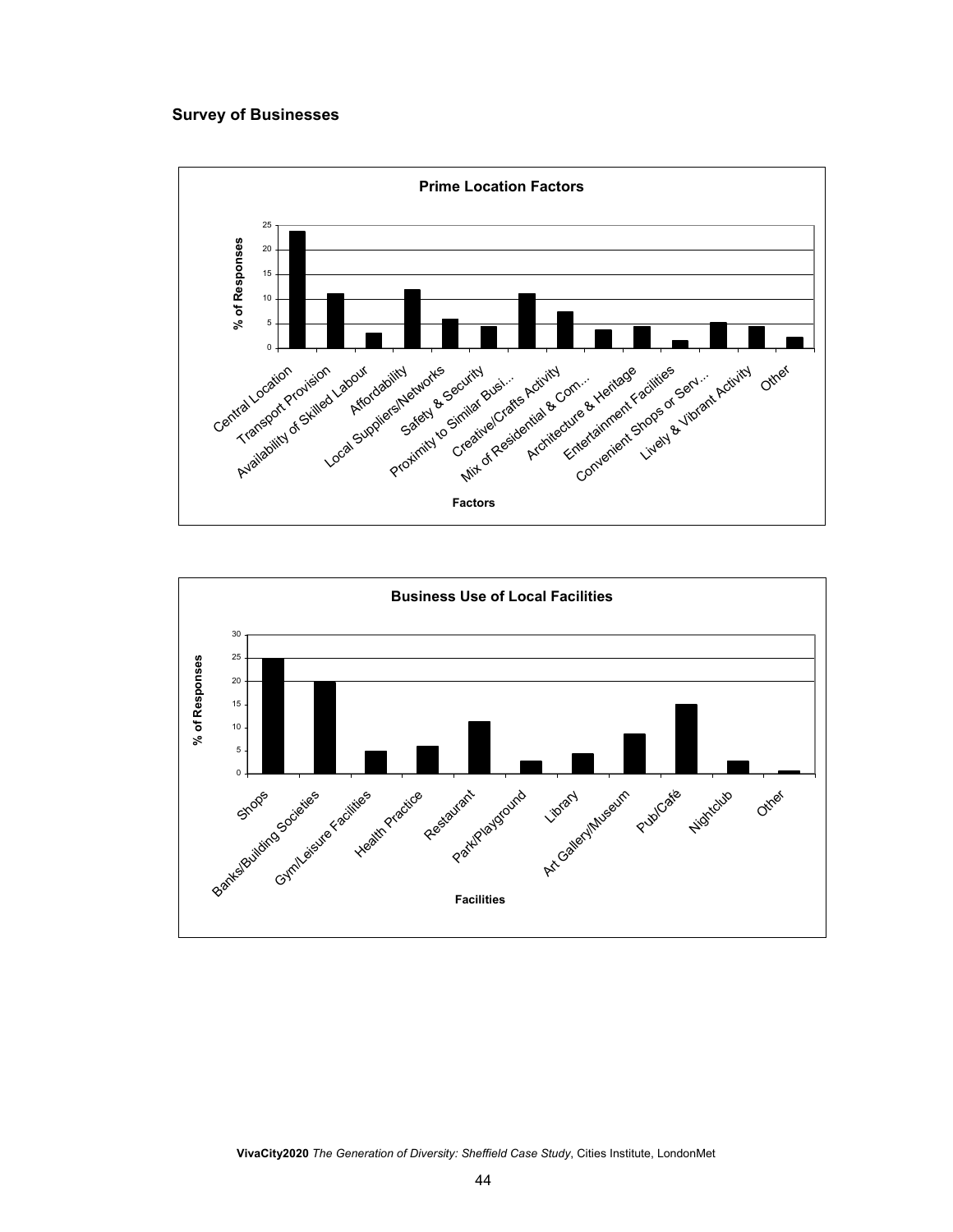**Survey of Businesses**

**Prime Location Factors**

% of Responses

Central Location, Transport Provision, Availability of Skilled Labour, Affordability, Local Suppliers/Networks, Safety & Security, Proximity to Similar Busi..., Creative/Crafts Activity, Mix of Residential & Com..., Architecture & Heritage, Entertainment Facilities, Convenient Shops or Serv..., Lively & Vibrant Activity, Other

Factors

**Business Use of Local Facilities**

% of Responses

Shops, Banks/Building Societies, Gym/Leisure Facilities, Health Practice, Restaurant, Park/Playground, Library, Art Gallery/Museum, Pub/Café, Nightclub, Other

Facilities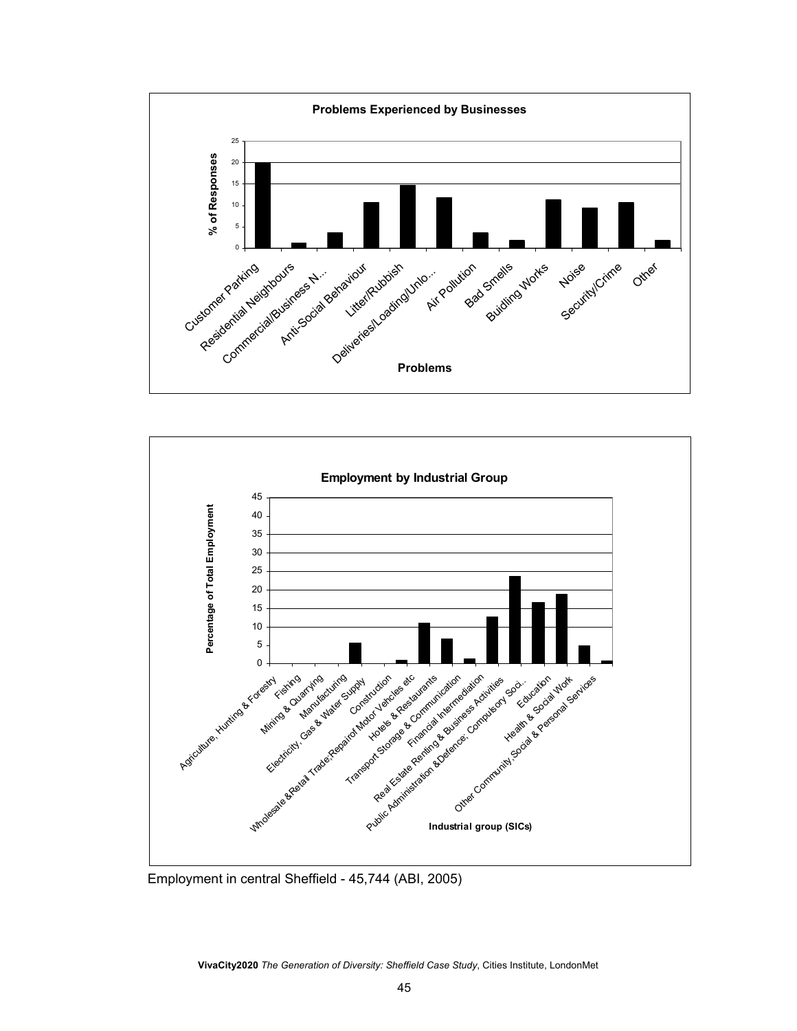**Problems Experienced by Businesses**

% of Responses

25
20
15
10
5
0

Customer Parking
Residential Neighbours
Commercial/Business N...
Anti-Social Behaviour
Litter/Rubbish
Deliveries/Loading/Unlo...
Air Pollution
Bad Smells
Buidling Works
Noise
Security/Crime
Other

**Problems**

**Employment by Industrial Group**

**Percentage of Total Employment**

45
40
35
30
25
20
15
10
5
0

Agriculture, Hunting & Forestry
Fishing
Mining & Quarrying
Manufacturing
Electricity, Gas & Water Supply
Construction
Wholesale &Retail Trade;Repairof Motor Vehicles etc
Hotels & Restaurants
Transport Storage & Communication
Financial Intermediation
Real Estate Renting & Business Activities
Public Administration &Defence; Compulsory Soci...
Education
Health & Social Work
Other Community,Social & Personal Services

**Industrial group (SICs)**

Employment in central Sheffield - 45,744 (ABI, 2005)

**VivaCity2020** *The Generation of Diversity: Sheffield Case Study*, Cities Institute, LondonMet